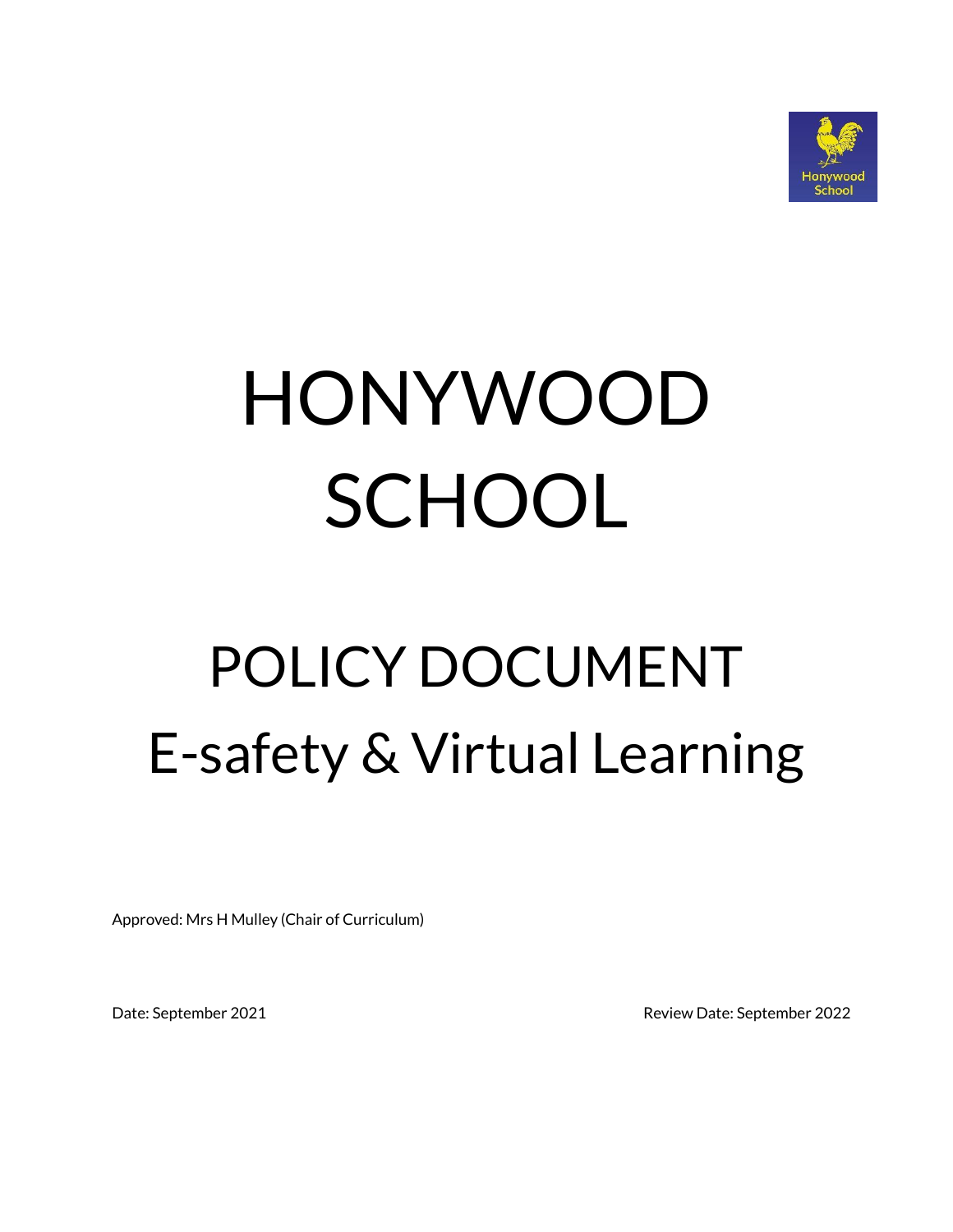# HONYWOOD SCHOOL

## POLICY DOCUMENT

## E-safety & Virtual Learning

Approved: Mrs H Mulley (Chair of Curriculum)

Date: September 2021

Review Date: September 2022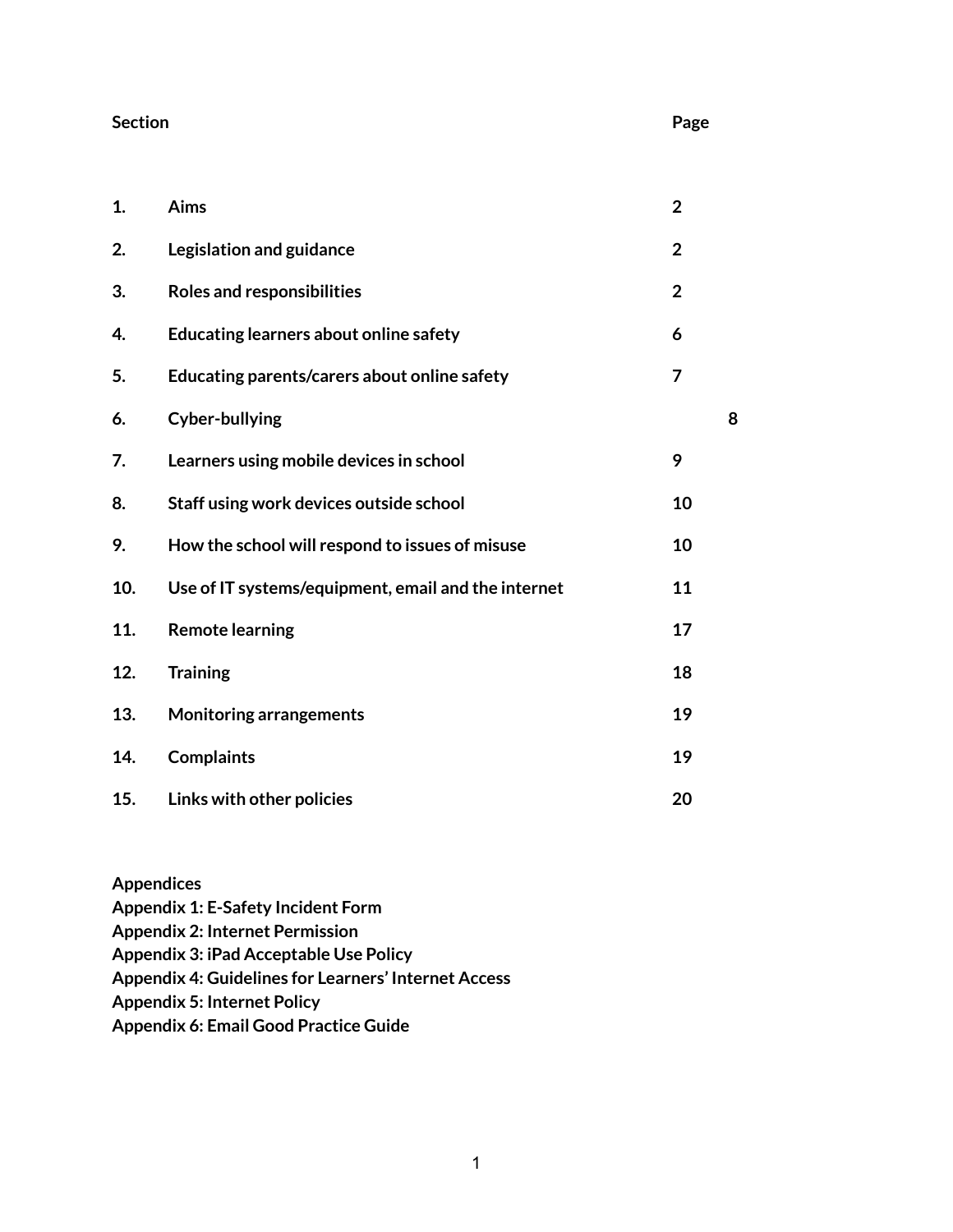| | Section | Page |
|---|---|---|
| **1.** | **Aims** | **2** |
| **2.** | **Legislation and guidance** | **2** |
| **3.** | **Roles and responsibilities** | **2** |
| **4.** | **Educating learners about online safety** | **6** |
| **5.** | **Educating parents/carers about online safety** | **7** |
| **6.** | **Cyber-bullying** | **8** |
| **7.** | **Learners using mobile devices in school** | **9** |
| **8.** | **Staff using work devices outside school** | **10** |
| **9.** | **How the school will respond to issues of misuse** | **10** |
| **10.** | **Use of IT systems/equipment, email and the internet** | **11** |
| **11.** | **Remote learning** | **17** |
| **12.** | **Training** | **18** |
| **13.** | **Monitoring arrangements** | **19** |
| **14.** | **Complaints** | **19** |
| **15.** | **Links with other policies** | **20** |

**Appendices**
**Appendix 1: E-Safety Incident Form**
**Appendix 2: Internet Permission**
**Appendix 3: iPad Acceptable Use Policy**
**Appendix 4: Guidelines for Learners' Internet Access**
**Appendix 5: Internet Policy**
**Appendix 6: Email Good Practice Guide**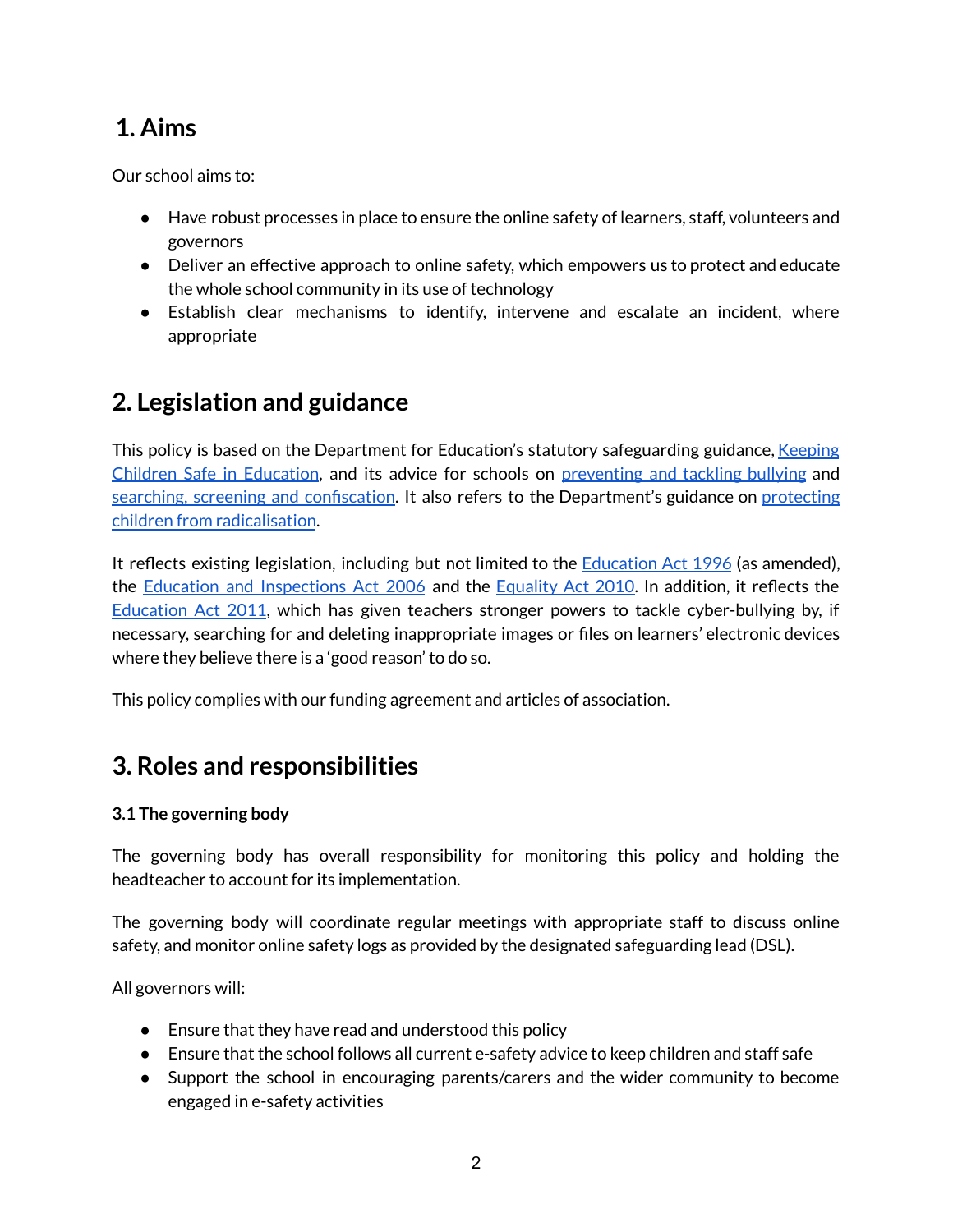## 1. Aims

Our school aims to:

- Have robust processes in place to ensure the online safety of learners, staff, volunteers and governors
- Deliver an effective approach to online safety, which empowers us to protect and educate the whole school community in its use of technology
- Establish clear mechanisms to identify, intervene and escalate an incident, where appropriate

## 2. Legislation and guidance

This policy is based on the Department for Education's statutory safeguarding guidance, Keeping Children Safe in Education, and its advice for schools on preventing and tackling bullying and searching, screening and confiscation. It also refers to the Department's guidance on protecting children from radicalisation.

It reflects existing legislation, including but not limited to the Education Act 1996 (as amended), the Education and Inspections Act 2006 and the Equality Act 2010. In addition, it reflects the Education Act 2011, which has given teachers stronger powers to tackle cyber-bullying by, if necessary, searching for and deleting inappropriate images or files on learners' electronic devices where they believe there is a 'good reason' to do so.

This policy complies with our funding agreement and articles of association.

## 3. Roles and responsibilities

### 3.1 The governing body

The governing body has overall responsibility for monitoring this policy and holding the headteacher to account for its implementation.

The governing body will coordinate regular meetings with appropriate staff to discuss online safety, and monitor online safety logs as provided by the designated safeguarding lead (DSL).

All governors will:

- Ensure that they have read and understood this policy
- Ensure that the school follows all current e-safety advice to keep children and staff safe
- Support the school in encouraging parents/carers and the wider community to become engaged in e-safety activities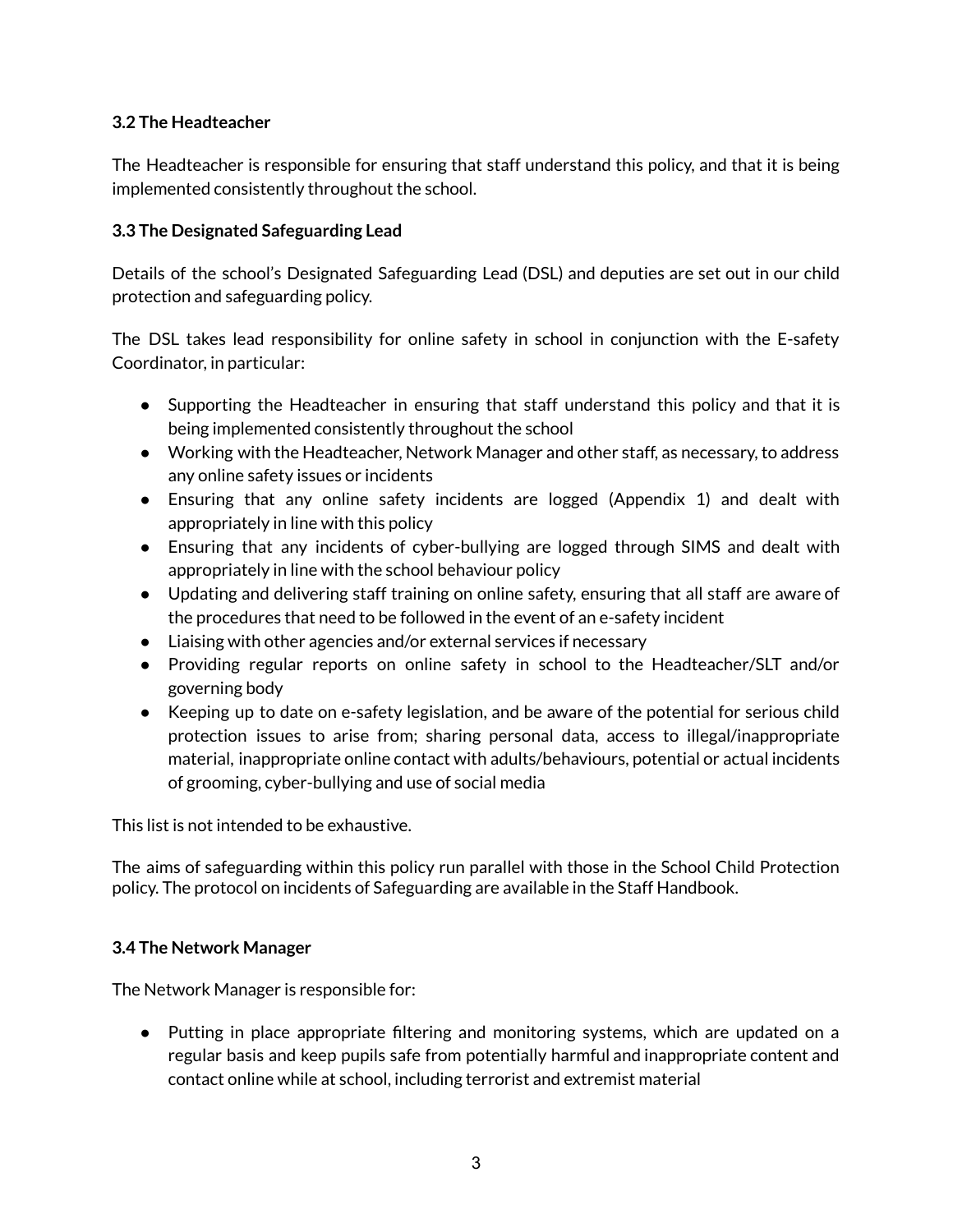### 3.2 The Headteacher

The Headteacher is responsible for ensuring that staff understand this policy, and that it is being implemented consistently throughout the school.

### 3.3 The Designated Safeguarding Lead

Details of the school's Designated Safeguarding Lead (DSL) and deputies are set out in our child protection and safeguarding policy.

The DSL takes lead responsibility for online safety in school in conjunction with the E-safety Coordinator, in particular:

- Supporting the Headteacher in ensuring that staff understand this policy and that it is being implemented consistently throughout the school
- Working with the Headteacher, Network Manager and other staff, as necessary, to address any online safety issues or incidents
- Ensuring that any online safety incidents are logged (Appendix 1) and dealt with appropriately in line with this policy
- Ensuring that any incidents of cyber-bullying are logged through SIMS and dealt with appropriately in line with the school behaviour policy
- Updating and delivering staff training on online safety, ensuring that all staff are aware of the procedures that need to be followed in the event of an e-safety incident
- Liaising with other agencies and/or external services if necessary
- Providing regular reports on online safety in school to the Headteacher/SLT and/or governing body
- Keeping up to date on e-safety legislation, and be aware of the potential for serious child protection issues to arise from; sharing personal data, access to illegal/inappropriate material, inappropriate online contact with adults/behaviours, potential or actual incidents of grooming, cyber-bullying and use of social media

This list is not intended to be exhaustive.

The aims of safeguarding within this policy run parallel with those in the School Child Protection policy. The protocol on incidents of Safeguarding are available in the Staff Handbook.

### 3.4 The Network Manager

The Network Manager is responsible for:

- Putting in place appropriate filtering and monitoring systems, which are updated on a regular basis and keep pupils safe from potentially harmful and inappropriate content and contact online while at school, including terrorist and extremist material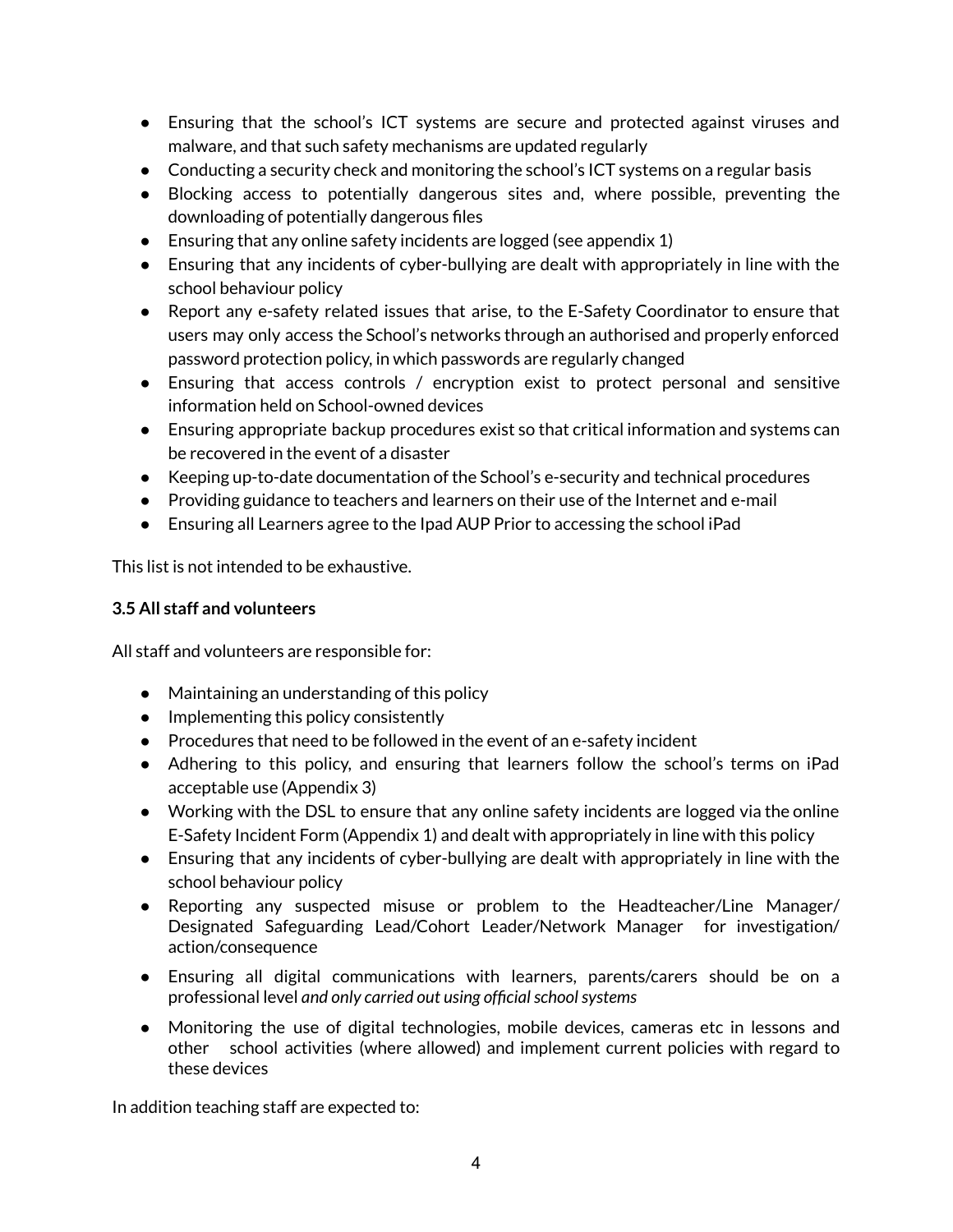- Ensuring that the school's ICT systems are secure and protected against viruses and malware, and that such safety mechanisms are updated regularly
- Conducting a security check and monitoring the school's ICT systems on a regular basis
- Blocking access to potentially dangerous sites and, where possible, preventing the downloading of potentially dangerous files
- Ensuring that any online safety incidents are logged (see appendix 1)
- Ensuring that any incidents of cyber-bullying are dealt with appropriately in line with the school behaviour policy
- Report any e-safety related issues that arise, to the E-Safety Coordinator to ensure that users may only access the School's networks through an authorised and properly enforced password protection policy, in which passwords are regularly changed
- Ensuring that access controls / encryption exist to protect personal and sensitive information held on School-owned devices
- Ensuring appropriate backup procedures exist so that critical information and systems can be recovered in the event of a disaster
- Keeping up-to-date documentation of the School's e-security and technical procedures
- Providing guidance to teachers and learners on their use of the Internet and e-mail
- Ensuring all Learners agree to the Ipad AUP Prior to accessing the school iPad

This list is not intended to be exhaustive.

**3.5 All staff and volunteers**

All staff and volunteers are responsible for:

- Maintaining an understanding of this policy
- Implementing this policy consistently
- Procedures that need to be followed in the event of an e-safety incident
- Adhering to this policy, and ensuring that learners follow the school's terms on iPad acceptable use (Appendix 3)
- Working with the DSL to ensure that any online safety incidents are logged via the online E-Safety Incident Form (Appendix 1) and dealt with appropriately in line with this policy
- Ensuring that any incidents of cyber-bullying are dealt with appropriately in line with the school behaviour policy
- Reporting any suspected misuse or problem to the Headteacher/Line Manager/ Designated Safeguarding Lead/Cohort Leader/Network Manager for investigation/ action/consequence
- Ensuring all digital communications with learners, parents/carers should be on a professional level *and only carried out using official school systems*
- Monitoring the use of digital technologies, mobile devices, cameras etc in lessons and other school activities (where allowed) and implement current policies with regard to these devices

In addition teaching staff are expected to: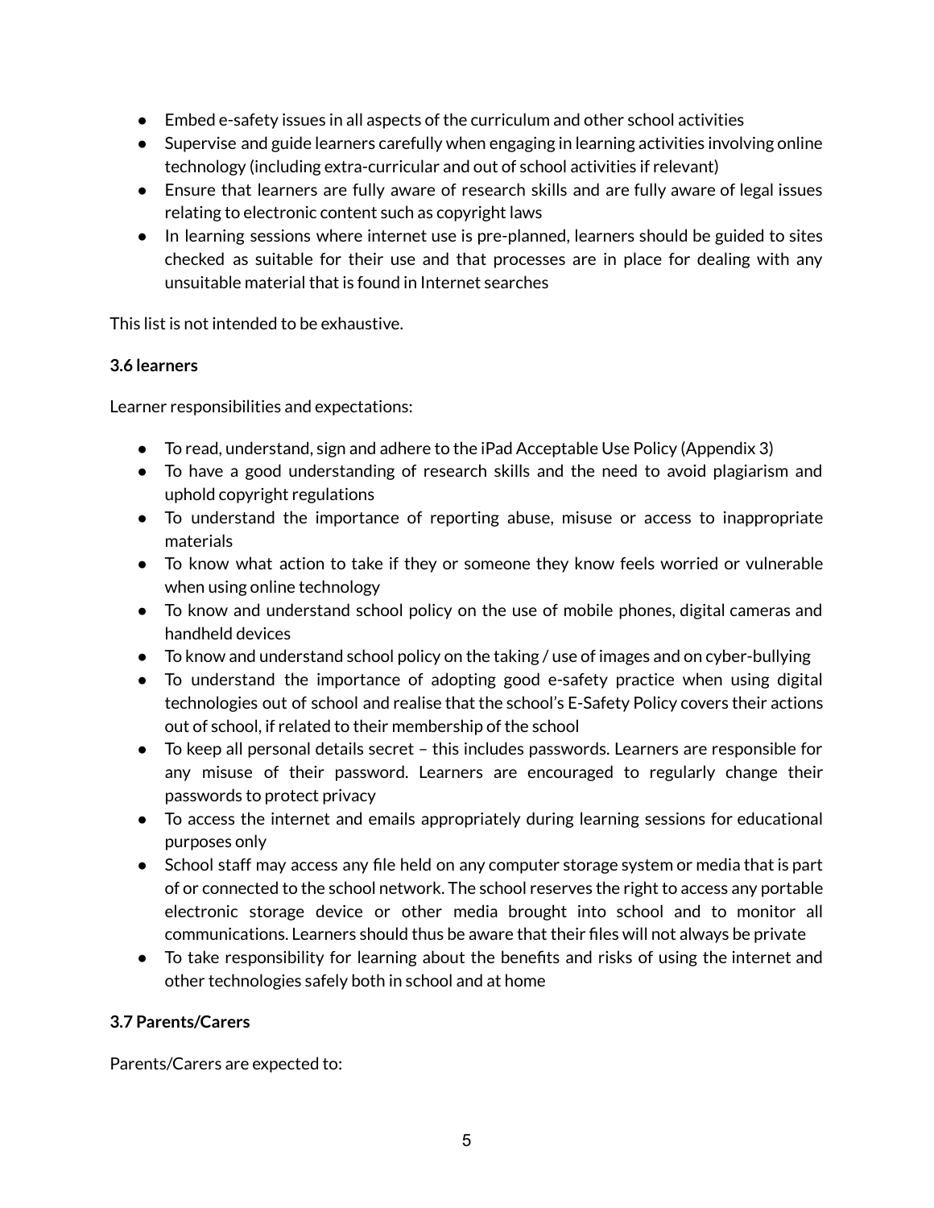- Embed e-safety issues in all aspects of the curriculum and other school activities
- Supervise and guide learners carefully when engaging in learning activities involving online technology (including extra-curricular and out of school activities if relevant)
- Ensure that learners are fully aware of research skills and are fully aware of legal issues relating to electronic content such as copyright laws
- In learning sessions where internet use is pre-planned, learners should be guided to sites checked as suitable for their use and that processes are in place for dealing with any unsuitable material that is found in Internet searches

This list is not intended to be exhaustive.

**3.6 learners**

Learner responsibilities and expectations:

- To read, understand, sign and adhere to the iPad Acceptable Use Policy (Appendix 3)
- To have a good understanding of research skills and the need to avoid plagiarism and uphold copyright regulations
- To understand the importance of reporting abuse, misuse or access to inappropriate materials
- To know what action to take if they or someone they know feels worried or vulnerable when using online technology
- To know and understand school policy on the use of mobile phones, digital cameras and handheld devices
- To know and understand school policy on the taking / use of images and on cyber-bullying
- To understand the importance of adopting good e-safety practice when using digital technologies out of school and realise that the school's E-Safety Policy covers their actions out of school, if related to their membership of the school
- To keep all personal details secret – this includes passwords. Learners are responsible for any misuse of their password. Learners are encouraged to regularly change their passwords to protect privacy
- To access the internet and emails appropriately during learning sessions for educational purposes only
- School staff may access any file held on any computer storage system or media that is part of or connected to the school network. The school reserves the right to access any portable electronic storage device or other media brought into school and to monitor all communications. Learners should thus be aware that their files will not always be private
- To take responsibility for learning about the benefits and risks of using the internet and other technologies safely both in school and at home

**3.7 Parents/Carers**

Parents/Carers are expected to: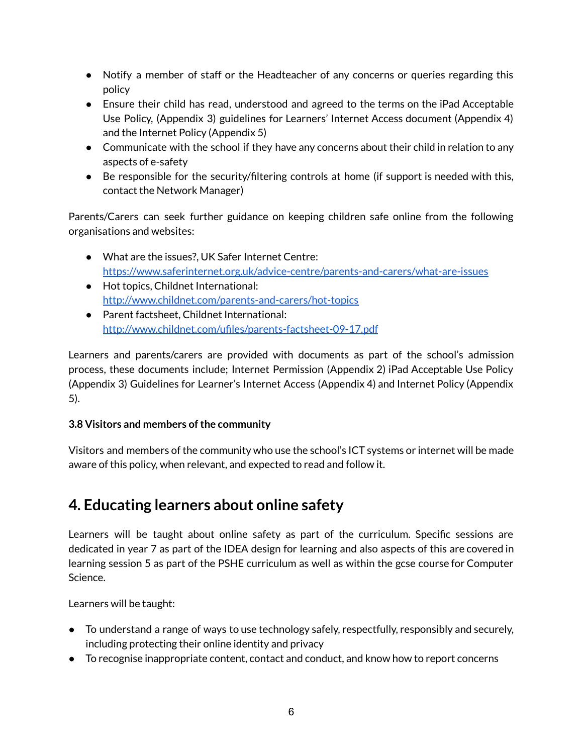- Notify a member of staff or the Headteacher of any concerns or queries regarding this policy
- Ensure their child has read, understood and agreed to the terms on the iPad Acceptable Use Policy, (Appendix 3) guidelines for Learners' Internet Access document (Appendix 4) and the Internet Policy (Appendix 5)
- Communicate with the school if they have any concerns about their child in relation to any aspects of e-safety
- Be responsible for the security/filtering controls at home (if support is needed with this, contact the Network Manager)

Parents/Carers can seek further guidance on keeping children safe online from the following organisations and websites:

- What are the issues?, UK Safer Internet Centre: [https://www.saferinternet.org.uk/advice-centre/parents-and-carers/what-are-issues](https://www.saferinternet.org.uk/advice-centre/parents-and-carers/what-are-issues)
- Hot topics, Childnet International: [http://www.childnet.com/parents-and-carers/hot-topics](http://www.childnet.com/parents-and-carers/hot-topics)
- Parent factsheet, Childnet International: [http://www.childnet.com/ufiles/parents-factsheet-09-17.pdf](http://www.childnet.com/ufiles/parents-factsheet-09-17.pdf)

Learners and parents/carers are provided with documents as part of the school's admission process, these documents include; Internet Permission (Appendix 2) iPad Acceptable Use Policy (Appendix 3) Guidelines for Learner's Internet Access (Appendix 4) and Internet Policy (Appendix 5).

**3.8 Visitors and members of the community**

Visitors and members of the community who use the school's ICT systems or internet will be made aware of this policy, when relevant, and expected to read and follow it.

## 4. Educating learners about online safety

Learners will be taught about online safety as part of the curriculum. Specific sessions are dedicated in year 7 as part of the IDEA design for learning and also aspects of this are covered in learning session 5 as part of the PSHE curriculum as well as within the gcse course for Computer Science.

Learners will be taught:

- To understand a range of ways to use technology safely, respectfully, responsibly and securely, including protecting their online identity and privacy
- To recognise inappropriate content, contact and conduct, and know how to report concerns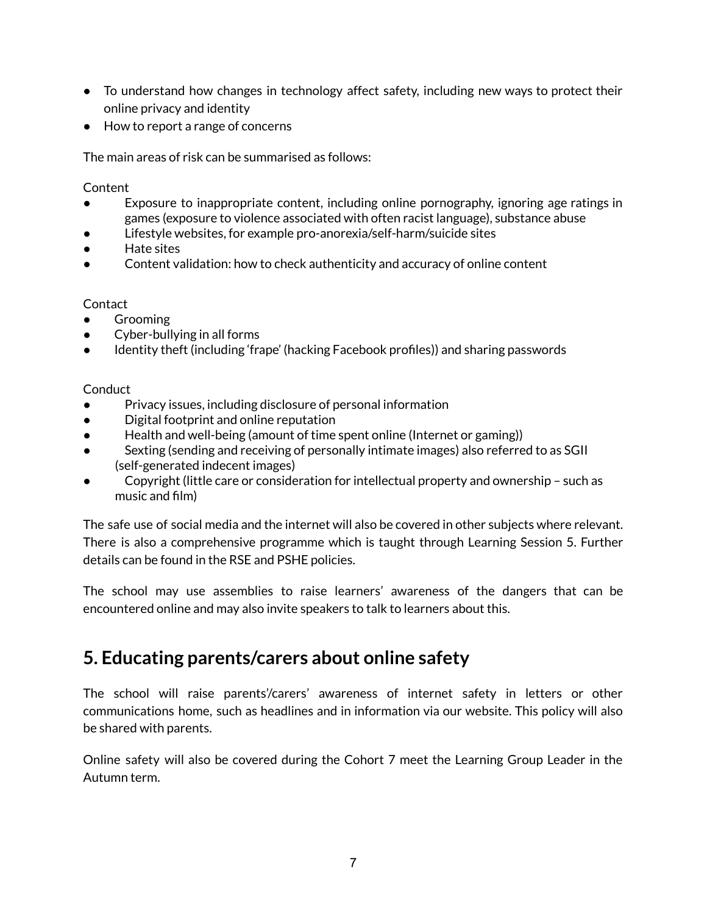- To understand how changes in technology affect safety, including new ways to protect their online privacy and identity
- How to report a range of concerns

The main areas of risk can be summarised as follows:

Content

- Exposure to inappropriate content, including online pornography, ignoring age ratings in games (exposure to violence associated with often racist language), substance abuse
- Lifestyle websites, for example pro-anorexia/self-harm/suicide sites
- Hate sites
- Content validation: how to check authenticity and accuracy of online content

Contact

- Grooming
- Cyber-bullying in all forms
- Identity theft (including 'frape' (hacking Facebook profiles)) and sharing passwords

Conduct

- Privacy issues, including disclosure of personal information
- Digital footprint and online reputation
- Health and well-being (amount of time spent online (Internet or gaming))
- Sexting (sending and receiving of personally intimate images) also referred to as SGII (self-generated indecent images)
- Copyright (little care or consideration for intellectual property and ownership – such as music and film)

The safe use of social media and the internet will also be covered in other subjects where relevant. There is also a comprehensive programme which is taught through Learning Session 5. Further details can be found in the RSE and PSHE policies.

The school may use assemblies to raise learners' awareness of the dangers that can be encountered online and may also invite speakers to talk to learners about this.

## 5. Educating parents/carers about online safety

The school will raise parents'/carers' awareness of internet safety in letters or other communications home, such as headlines and in information via our website. This policy will also be shared with parents.

Online safety will also be covered during the Cohort 7 meet the Learning Group Leader in the Autumn term.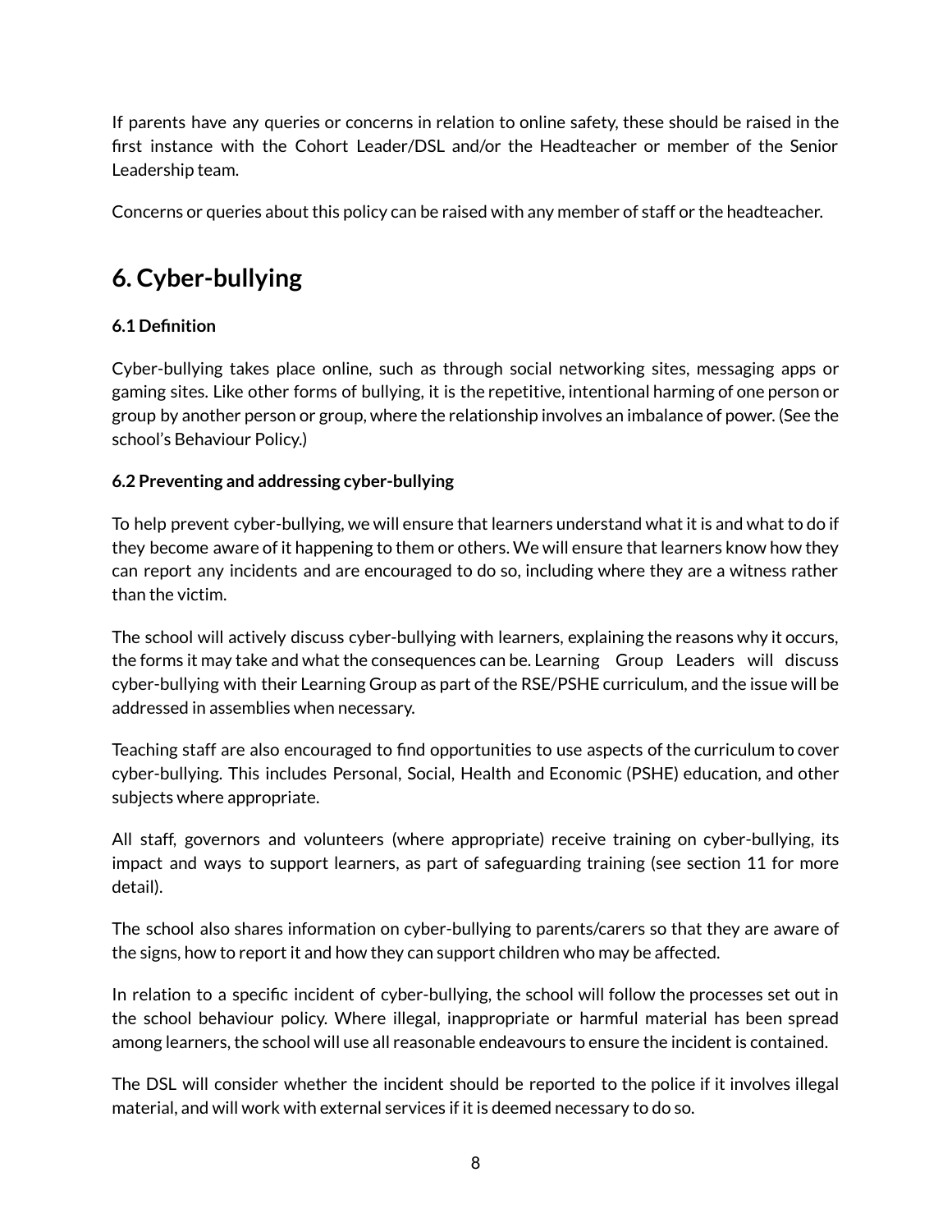If parents have any queries or concerns in relation to online safety, these should be raised in the first instance with the Cohort Leader/DSL and/or the Headteacher or member of the Senior Leadership team.

Concerns or queries about this policy can be raised with any member of staff or the headteacher.

# 6. Cyber-bullying

**6.1 Definition**

Cyber-bullying takes place online, such as through social networking sites, messaging apps or gaming sites. Like other forms of bullying, it is the repetitive, intentional harming of one person or group by another person or group, where the relationship involves an imbalance of power. (See the school's Behaviour Policy.)

**6.2 Preventing and addressing cyber-bullying**

To help prevent cyber-bullying, we will ensure that learners understand what it is and what to do if they become aware of it happening to them or others. We will ensure that learners know how they can report any incidents and are encouraged to do so, including where they are a witness rather than the victim.

The school will actively discuss cyber-bullying with learners, explaining the reasons why it occurs, the forms it may take and what the consequences can be. Learning Group Leaders will discuss cyber-bullying with their Learning Group as part of the RSE/PSHE curriculum, and the issue will be addressed in assemblies when necessary.

Teaching staff are also encouraged to find opportunities to use aspects of the curriculum to cover cyber-bullying. This includes Personal, Social, Health and Economic (PSHE) education, and other subjects where appropriate.

All staff, governors and volunteers (where appropriate) receive training on cyber-bullying, its impact and ways to support learners, as part of safeguarding training (see section 11 for more detail).

The school also shares information on cyber-bullying to parents/carers so that they are aware of the signs, how to report it and how they can support children who may be affected.

In relation to a specific incident of cyber-bullying, the school will follow the processes set out in the school behaviour policy. Where illegal, inappropriate or harmful material has been spread among learners, the school will use all reasonable endeavours to ensure the incident is contained.

The DSL will consider whether the incident should be reported to the police if it involves illegal material, and will work with external services if it is deemed necessary to do so.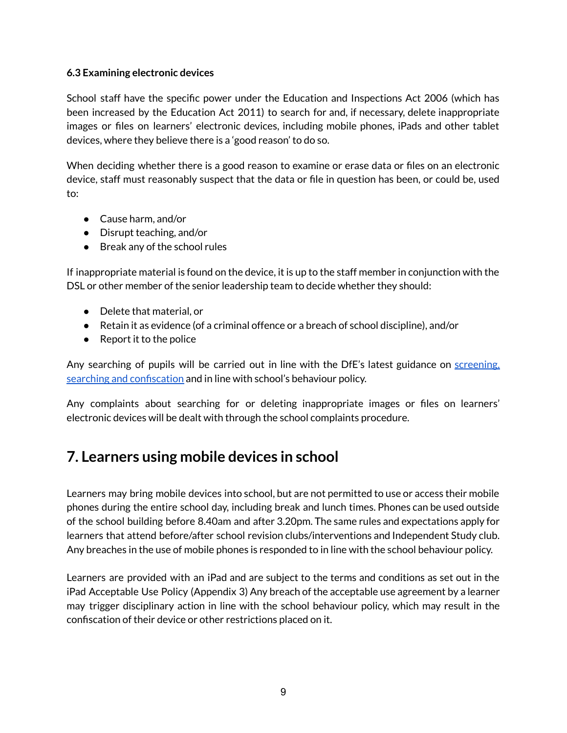### 6.3 Examining electronic devices

School staff have the specific power under the Education and Inspections Act 2006 (which has been increased by the Education Act 2011) to search for and, if necessary, delete inappropriate images or files on learners' electronic devices, including mobile phones, iPads and other tablet devices, where they believe there is a 'good reason' to do so.

When deciding whether there is a good reason to examine or erase data or files on an electronic device, staff must reasonably suspect that the data or file in question has been, or could be, used to:

- Cause harm, and/or
- Disrupt teaching, and/or
- Break any of the school rules

If inappropriate material is found on the device, it is up to the staff member in conjunction with the DSL or other member of the senior leadership team to decide whether they should:

- Delete that material, or
- Retain it as evidence (of a criminal offence or a breach of school discipline), and/or
- Report it to the police

Any searching of pupils will be carried out in line with the DfE's latest guidance on screening, searching and confiscation and in line with school's behaviour policy.

Any complaints about searching for or deleting inappropriate images or files on learners' electronic devices will be dealt with through the school complaints procedure.

## 7. Learners using mobile devices in school

Learners may bring mobile devices into school, but are not permitted to use or access their mobile phones during the entire school day, including break and lunch times. Phones can be used outside of the school building before 8.40am and after 3.20pm. The same rules and expectations apply for learners that attend before/after school revision clubs/interventions and Independent Study club. Any breaches in the use of mobile phones is responded to in line with the school behaviour policy.

Learners are provided with an iPad and are subject to the terms and conditions as set out in the iPad Acceptable Use Policy (Appendix 3) Any breach of the acceptable use agreement by a learner may trigger disciplinary action in line with the school behaviour policy, which may result in the confiscation of their device or other restrictions placed on it.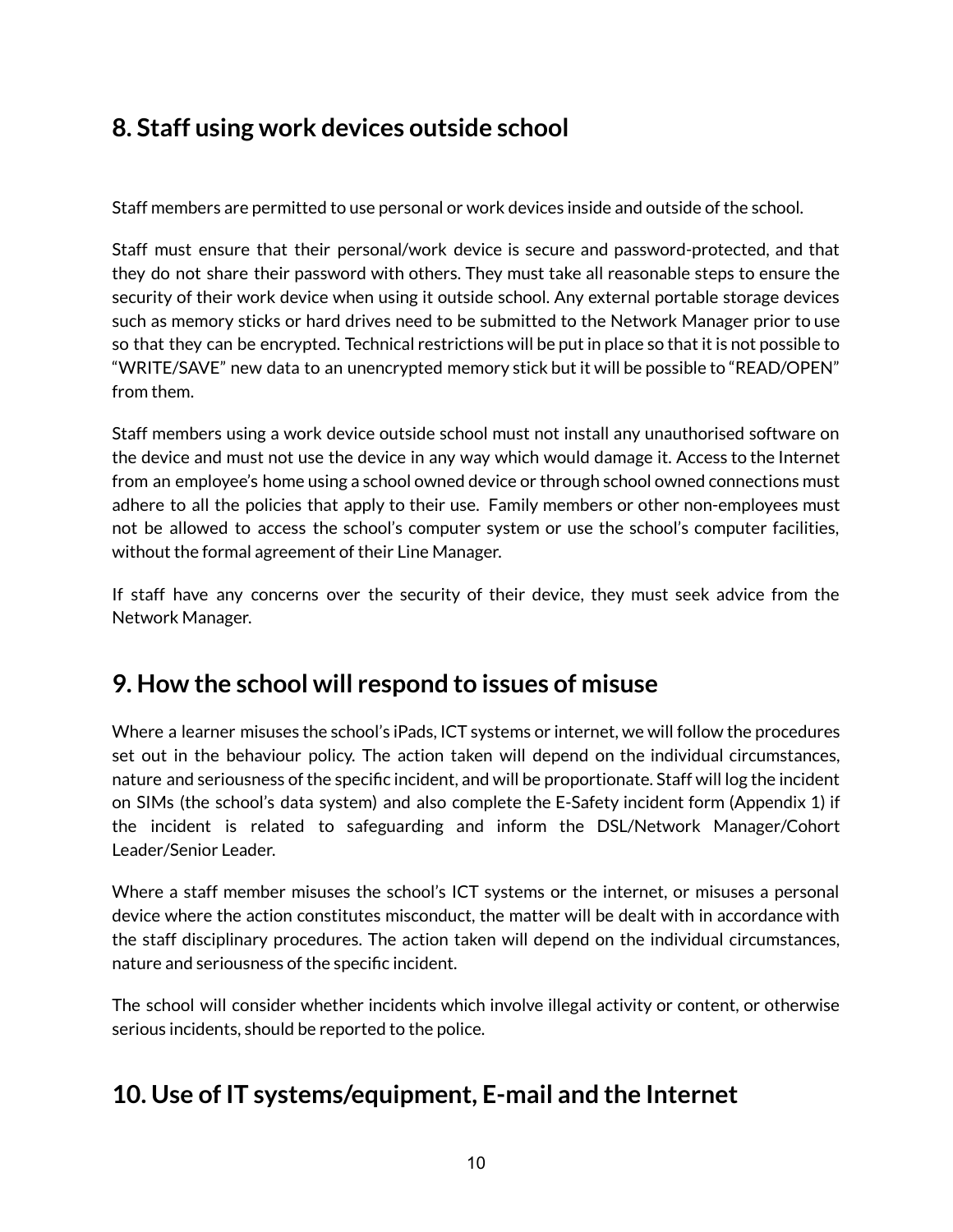## 8. Staff using work devices outside school

Staff members are permitted to use personal or work devices inside and outside of the school.

Staff must ensure that their personal/work device is secure and password-protected, and that they do not share their password with others. They must take all reasonable steps to ensure the security of their work device when using it outside school. Any external portable storage devices such as memory sticks or hard drives need to be submitted to the Network Manager prior to use so that they can be encrypted. Technical restrictions will be put in place so that it is not possible to "WRITE/SAVE" new data to an unencrypted memory stick but it will be possible to "READ/OPEN" from them.

Staff members using a work device outside school must not install any unauthorised software on the device and must not use the device in any way which would damage it. Access to the Internet from an employee's home using a school owned device or through school owned connections must adhere to all the policies that apply to their use. Family members or other non-employees must not be allowed to access the school's computer system or use the school's computer facilities, without the formal agreement of their Line Manager.

If staff have any concerns over the security of their device, they must seek advice from the Network Manager.

## 9. How the school will respond to issues of misuse

Where a learner misuses the school's iPads, ICT systems or internet, we will follow the procedures set out in the behaviour policy. The action taken will depend on the individual circumstances, nature and seriousness of the specific incident, and will be proportionate. Staff will log the incident on SIMs (the school's data system) and also complete the E-Safety incident form (Appendix 1) if the incident is related to safeguarding and inform the DSL/Network Manager/Cohort Leader/Senior Leader.

Where a staff member misuses the school's ICT systems or the internet, or misuses a personal device where the action constitutes misconduct, the matter will be dealt with in accordance with the staff disciplinary procedures. The action taken will depend on the individual circumstances, nature and seriousness of the specific incident.

The school will consider whether incidents which involve illegal activity or content, or otherwise serious incidents, should be reported to the police.

## 10. Use of IT systems/equipment, E-mail and the Internet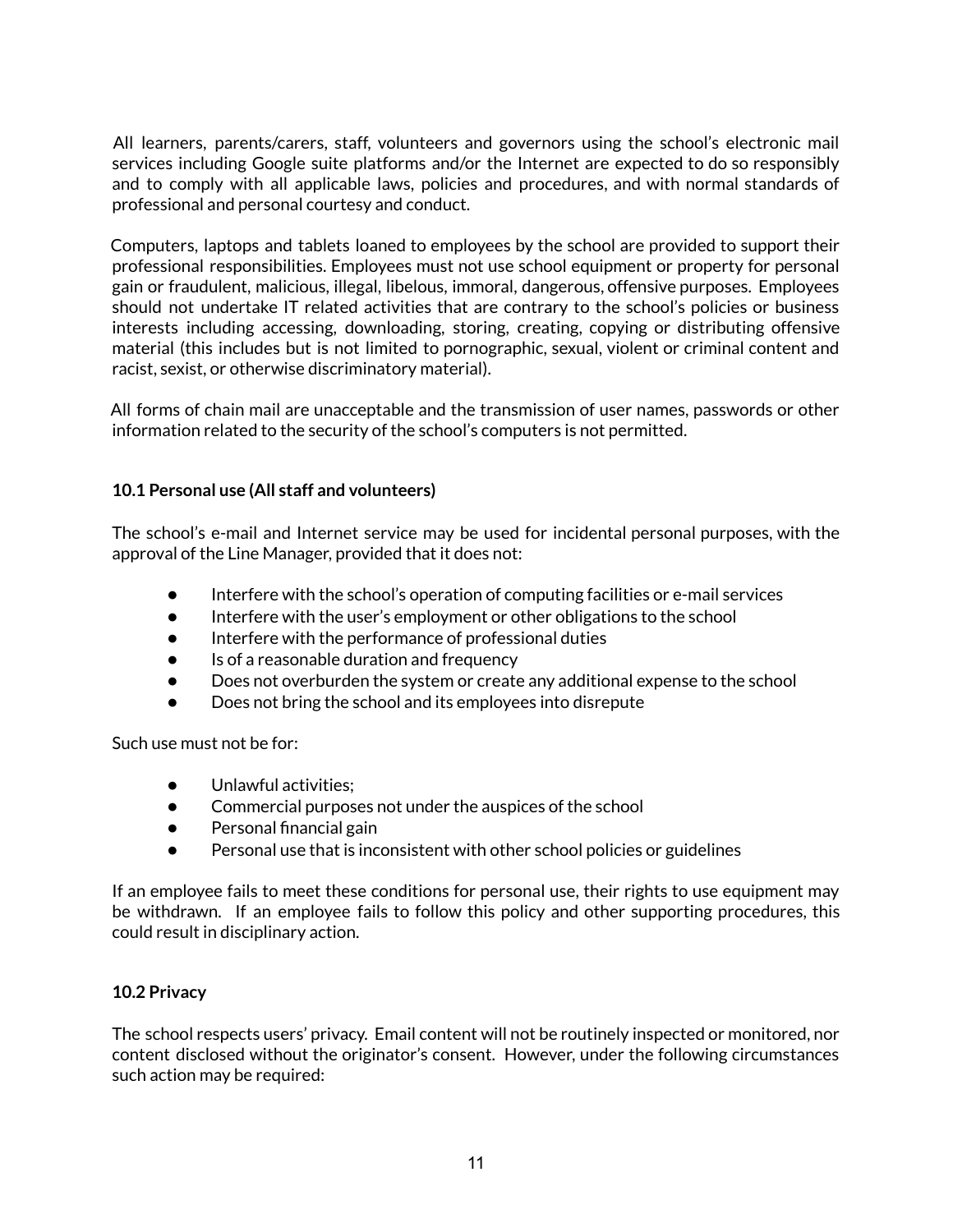All learners, parents/carers, staff, volunteers and governors using the school's electronic mail services including Google suite platforms and/or the Internet are expected to do so responsibly and to comply with all applicable laws, policies and procedures, and with normal standards of professional and personal courtesy and conduct.

Computers, laptops and tablets loaned to employees by the school are provided to support their professional responsibilities. Employees must not use school equipment or property for personal gain or fraudulent, malicious, illegal, libelous, immoral, dangerous, offensive purposes. Employees should not undertake IT related activities that are contrary to the school's policies or business interests including accessing, downloading, storing, creating, copying or distributing offensive material (this includes but is not limited to pornographic, sexual, violent or criminal content and racist, sexist, or otherwise discriminatory material).

All forms of chain mail are unacceptable and the transmission of user names, passwords or other information related to the security of the school's computers is not permitted.

### 10.1 Personal use (All staff and volunteers)

The school's e-mail and Internet service may be used for incidental personal purposes, with the approval of the Line Manager, provided that it does not:

- Interfere with the school's operation of computing facilities or e-mail services
- Interfere with the user's employment or other obligations to the school
- Interfere with the performance of professional duties
- Is of a reasonable duration and frequency
- Does not overburden the system or create any additional expense to the school
- Does not bring the school and its employees into disrepute

Such use must not be for:

- Unlawful activities;
- Commercial purposes not under the auspices of the school
- Personal financial gain
- Personal use that is inconsistent with other school policies or guidelines

If an employee fails to meet these conditions for personal use, their rights to use equipment may be withdrawn. If an employee fails to follow this policy and other supporting procedures, this could result in disciplinary action.

### 10.2 Privacy

The school respects users' privacy. Email content will not be routinely inspected or monitored, nor content disclosed without the originator's consent. However, under the following circumstances such action may be required: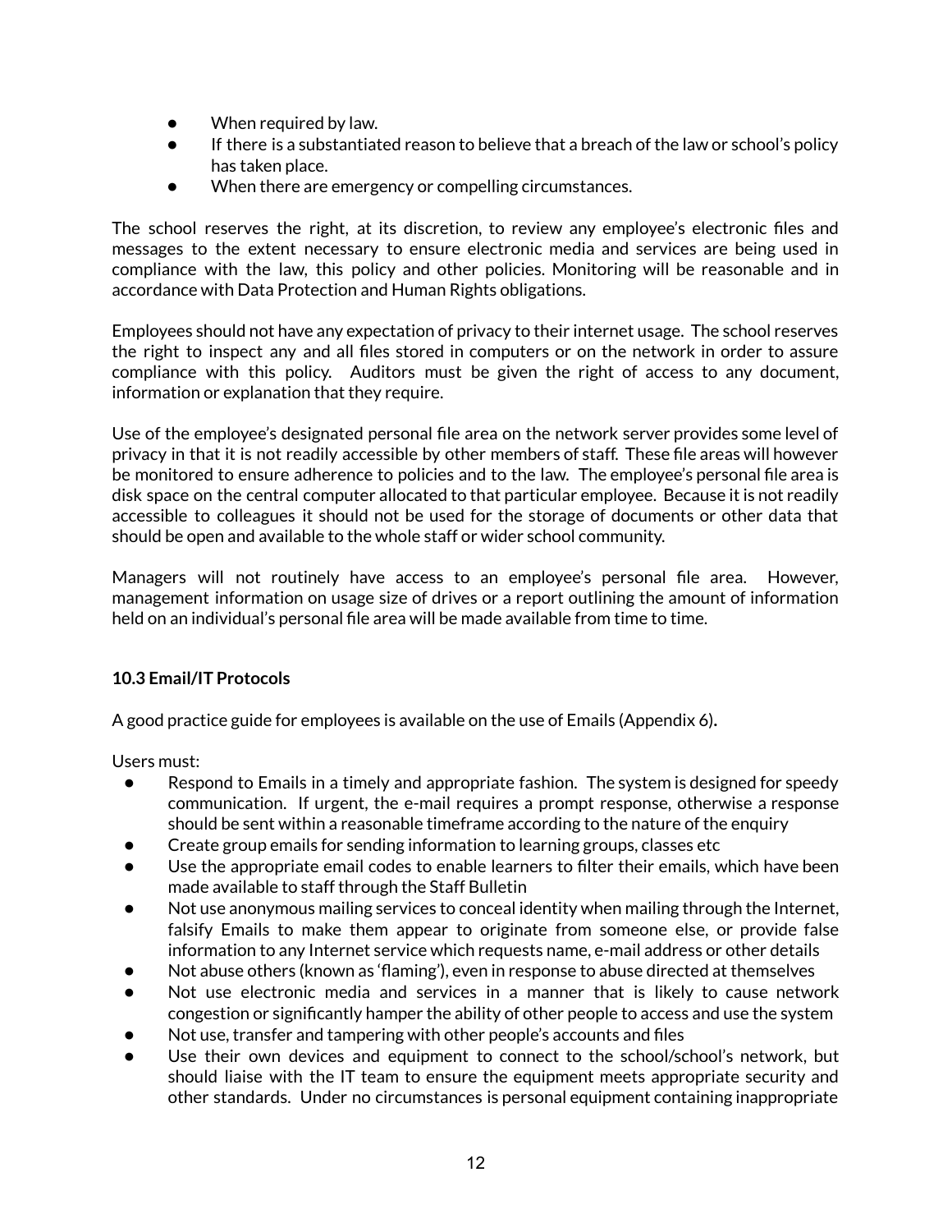- When required by law.
- If there is a substantiated reason to believe that a breach of the law or school's policy has taken place.
- When there are emergency or compelling circumstances.

The school reserves the right, at its discretion, to review any employee's electronic files and messages to the extent necessary to ensure electronic media and services are being used in compliance with the law, this policy and other policies. Monitoring will be reasonable and in accordance with Data Protection and Human Rights obligations.

Employees should not have any expectation of privacy to their internet usage. The school reserves the right to inspect any and all files stored in computers or on the network in order to assure compliance with this policy. Auditors must be given the right of access to any document, information or explanation that they require.

Use of the employee's designated personal file area on the network server provides some level of privacy in that it is not readily accessible by other members of staff. These file areas will however be monitored to ensure adherence to policies and to the law. The employee's personal file area is disk space on the central computer allocated to that particular employee. Because it is not readily accessible to colleagues it should not be used for the storage of documents or other data that should be open and available to the whole staff or wider school community.

Managers will not routinely have access to an employee's personal file area. However, management information on usage size of drives or a report outlining the amount of information held on an individual's personal file area will be made available from time to time.

### 10.3 Email/IT Protocols

A good practice guide for employees is available on the use of Emails (Appendix 6).

Users must:

- Respond to Emails in a timely and appropriate fashion. The system is designed for speedy communication. If urgent, the e-mail requires a prompt response, otherwise a response should be sent within a reasonable timeframe according to the nature of the enquiry
- Create group emails for sending information to learning groups, classes etc
- Use the appropriate email codes to enable learners to filter their emails, which have been made available to staff through the Staff Bulletin
- Not use anonymous mailing services to conceal identity when mailing through the Internet, falsify Emails to make them appear to originate from someone else, or provide false information to any Internet service which requests name, e-mail address or other details
- Not abuse others (known as 'flaming'), even in response to abuse directed at themselves
- Not use electronic media and services in a manner that is likely to cause network congestion or significantly hamper the ability of other people to access and use the system
- Not use, transfer and tampering with other people's accounts and files
- Use their own devices and equipment to connect to the school/school's network, but should liaise with the IT team to ensure the equipment meets appropriate security and other standards. Under no circumstances is personal equipment containing inappropriate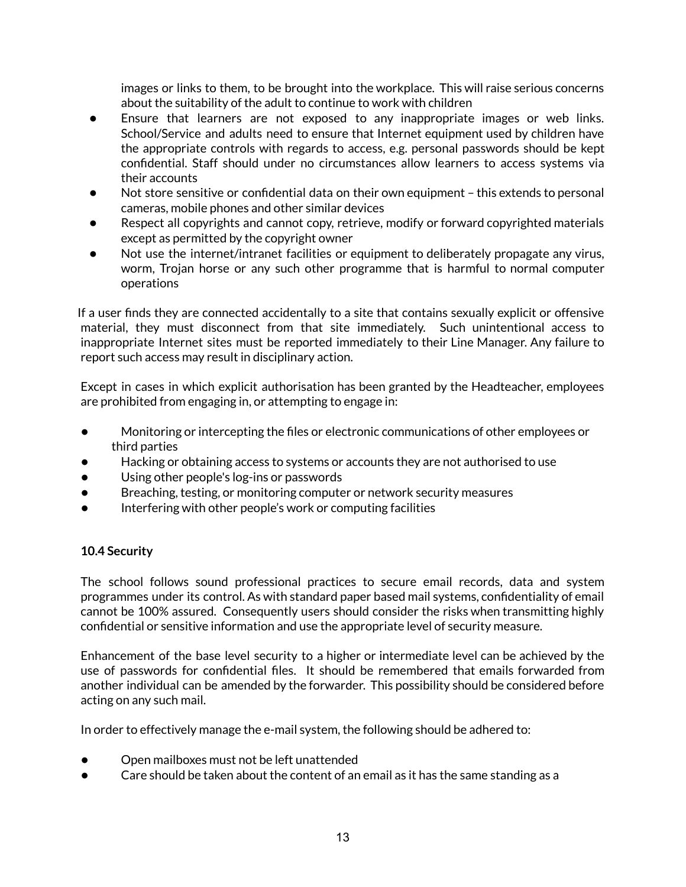images or links to them, to be brought into the workplace. This will raise serious concerns about the suitability of the adult to continue to work with children

- Ensure that learners are not exposed to any inappropriate images or web links. School/Service and adults need to ensure that Internet equipment used by children have the appropriate controls with regards to access, e.g. personal passwords should be kept confidential. Staff should under no circumstances allow learners to access systems via their accounts
- Not store sensitive or confidential data on their own equipment – this extends to personal cameras, mobile phones and other similar devices
- Respect all copyrights and cannot copy, retrieve, modify or forward copyrighted materials except as permitted by the copyright owner
- Not use the internet/intranet facilities or equipment to deliberately propagate any virus, worm, Trojan horse or any such other programme that is harmful to normal computer operations

If a user finds they are connected accidentally to a site that contains sexually explicit or offensive material, they must disconnect from that site immediately. Such unintentional access to inappropriate Internet sites must be reported immediately to their Line Manager. Any failure to report such access may result in disciplinary action.

Except in cases in which explicit authorisation has been granted by the Headteacher, employees are prohibited from engaging in, or attempting to engage in:

- Monitoring or intercepting the files or electronic communications of other employees or third parties
- Hacking or obtaining access to systems or accounts they are not authorised to use
- Using other people's log-ins or passwords
- Breaching, testing, or monitoring computer or network security measures
- Interfering with other people's work or computing facilities

**10.4 Security**

The school follows sound professional practices to secure email records, data and system programmes under its control. As with standard paper based mail systems, confidentiality of email cannot be 100% assured. Consequently users should consider the risks when transmitting highly confidential or sensitive information and use the appropriate level of security measure.

Enhancement of the base level security to a higher or intermediate level can be achieved by the use of passwords for confidential files. It should be remembered that emails forwarded from another individual can be amended by the forwarder. This possibility should be considered before acting on any such mail.

In order to effectively manage the e-mail system, the following should be adhered to:

- Open mailboxes must not be left unattended
- Care should be taken about the content of an email as it has the same standing as a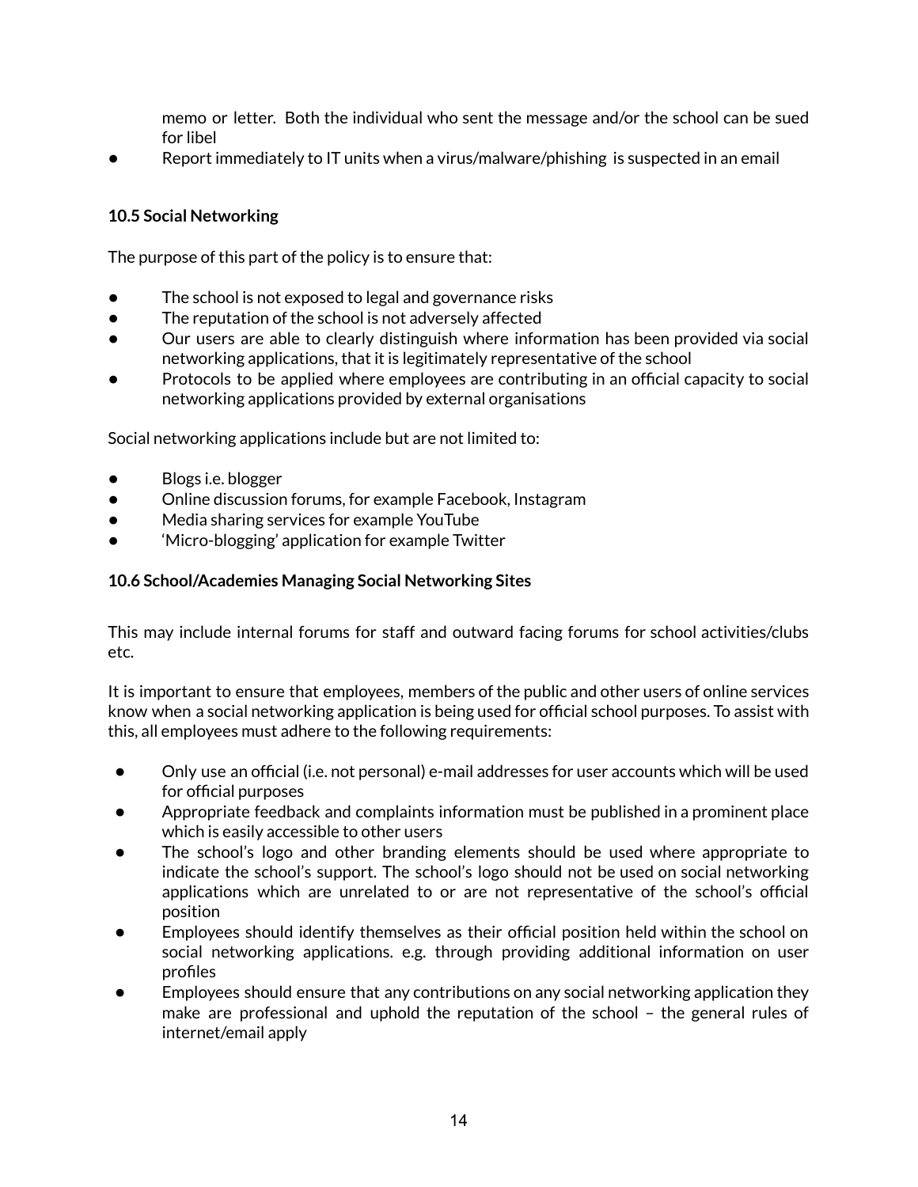memo or letter. Both the individual who sent the message and/or the school can be sued for libel

- Report immediately to IT units when a virus/malware/phishing is suspected in an email

**10.5 Social Networking**

The purpose of this part of the policy is to ensure that:

- The school is not exposed to legal and governance risks
- The reputation of the school is not adversely affected
- Our users are able to clearly distinguish where information has been provided via social networking applications, that it is legitimately representative of the school
- Protocols to be applied where employees are contributing in an official capacity to social networking applications provided by external organisations

Social networking applications include but are not limited to:

- Blogs i.e. blogger
- Online discussion forums, for example Facebook, Instagram
- Media sharing services for example YouTube
- 'Micro-blogging' application for example Twitter

**10.6 School/Academies Managing Social Networking Sites**

This may include internal forums for staff and outward facing forums for school activities/clubs etc.

It is important to ensure that employees, members of the public and other users of online services know when a social networking application is being used for official school purposes. To assist with this, all employees must adhere to the following requirements:

- Only use an official (i.e. not personal) e-mail addresses for user accounts which will be used for official purposes
- Appropriate feedback and complaints information must be published in a prominent place which is easily accessible to other users
- The school's logo and other branding elements should be used where appropriate to indicate the school's support. The school's logo should not be used on social networking applications which are unrelated to or are not representative of the school's official position
- Employees should identify themselves as their official position held within the school on social networking applications. e.g. through providing additional information on user profiles
- Employees should ensure that any contributions on any social networking application they make are professional and uphold the reputation of the school – the general rules of internet/email apply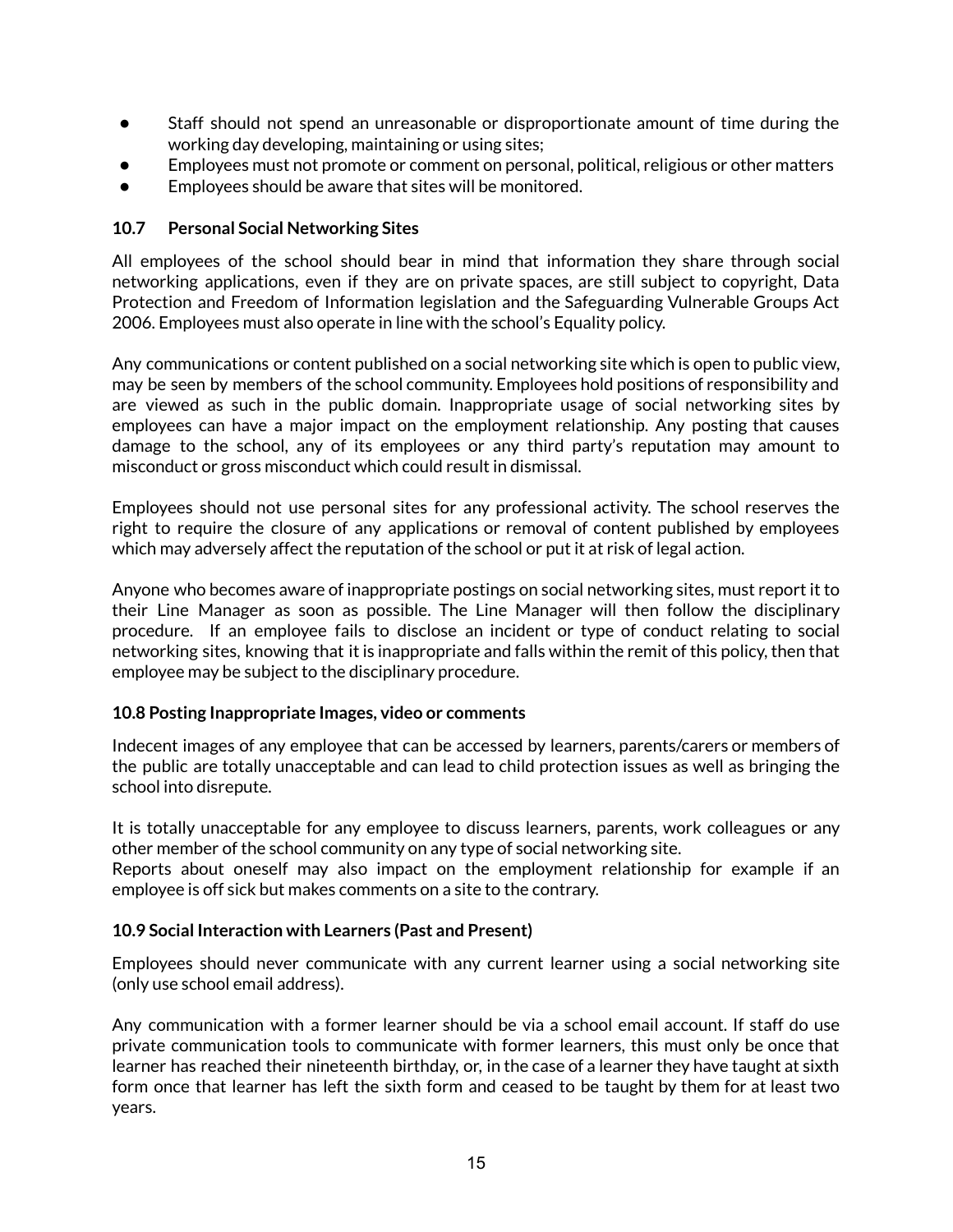- Staff should not spend an unreasonable or disproportionate amount of time during the working day developing, maintaining or using sites;
- Employees must not promote or comment on personal, political, religious or other matters
- Employees should be aware that sites will be monitored.

### 10.7 Personal Social Networking Sites

All employees of the school should bear in mind that information they share through social networking applications, even if they are on private spaces, are still subject to copyright, Data Protection and Freedom of Information legislation and the Safeguarding Vulnerable Groups Act 2006. Employees must also operate in line with the school's Equality policy.

Any communications or content published on a social networking site which is open to public view, may be seen by members of the school community. Employees hold positions of responsibility and are viewed as such in the public domain. Inappropriate usage of social networking sites by employees can have a major impact on the employment relationship. Any posting that causes damage to the school, any of its employees or any third party's reputation may amount to misconduct or gross misconduct which could result in dismissal.

Employees should not use personal sites for any professional activity. The school reserves the right to require the closure of any applications or removal of content published by employees which may adversely affect the reputation of the school or put it at risk of legal action.

Anyone who becomes aware of inappropriate postings on social networking sites, must report it to their Line Manager as soon as possible. The Line Manager will then follow the disciplinary procedure. If an employee fails to disclose an incident or type of conduct relating to social networking sites, knowing that it is inappropriate and falls within the remit of this policy, then that employee may be subject to the disciplinary procedure.

### 10.8 Posting Inappropriate Images, video or comments

Indecent images of any employee that can be accessed by learners, parents/carers or members of the public are totally unacceptable and can lead to child protection issues as well as bringing the school into disrepute.

It is totally unacceptable for any employee to discuss learners, parents, work colleagues or any other member of the school community on any type of social networking site.
Reports about oneself may also impact on the employment relationship for example if an employee is off sick but makes comments on a site to the contrary.

### 10.9 Social Interaction with Learners (Past and Present)

Employees should never communicate with any current learner using a social networking site (only use school email address).

Any communication with a former learner should be via a school email account. If staff do use private communication tools to communicate with former learners, this must only be once that learner has reached their nineteenth birthday, or, in the case of a learner they have taught at sixth form once that learner has left the sixth form and ceased to be taught by them for at least two years.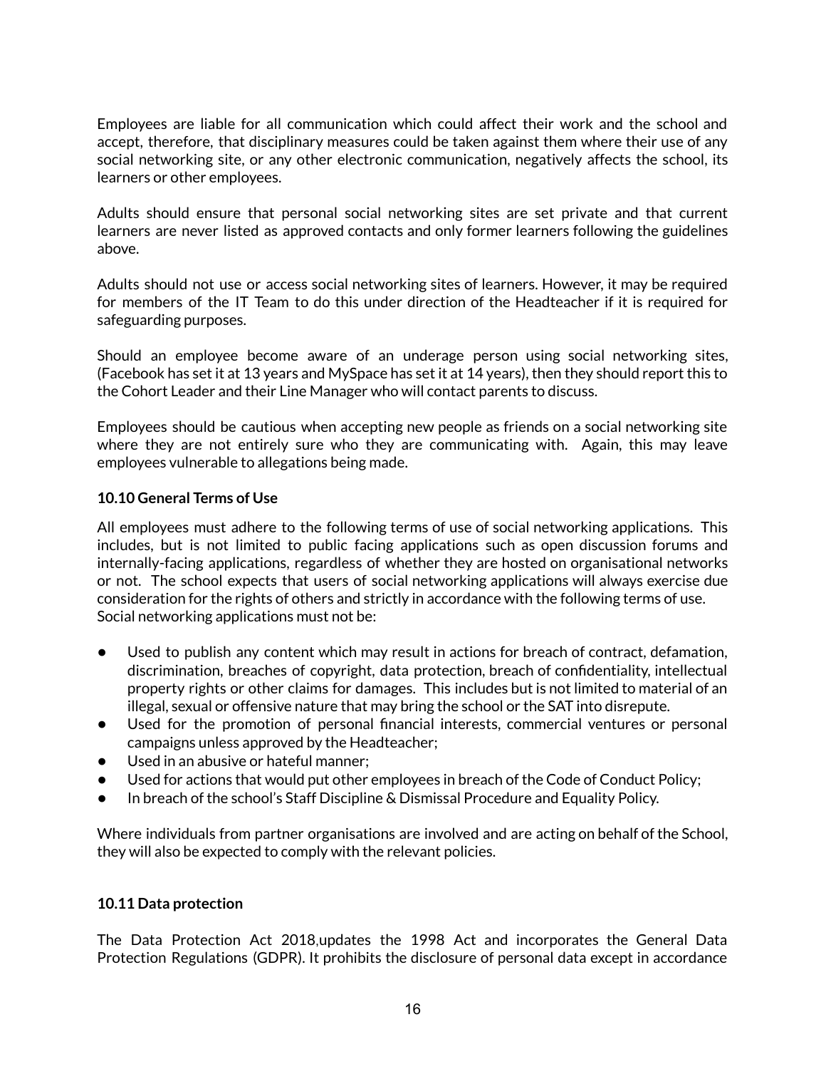Employees are liable for all communication which could affect their work and the school and accept, therefore, that disciplinary measures could be taken against them where their use of any social networking site, or any other electronic communication, negatively affects the school, its learners or other employees.

Adults should ensure that personal social networking sites are set private and that current learners are never listed as approved contacts and only former learners following the guidelines above.

Adults should not use or access social networking sites of learners. However, it may be required for members of the IT Team to do this under direction of the Headteacher if it is required for safeguarding purposes.

Should an employee become aware of an underage person using social networking sites, (Facebook has set it at 13 years and MySpace has set it at 14 years), then they should report this to the Cohort Leader and their Line Manager who will contact parents to discuss.

Employees should be cautious when accepting new people as friends on a social networking site where they are not entirely sure who they are communicating with. Again, this may leave employees vulnerable to allegations being made.

**10.10 General Terms of Use**

All employees must adhere to the following terms of use of social networking applications. This includes, but is not limited to public facing applications such as open discussion forums and internally-facing applications, regardless of whether they are hosted on organisational networks or not. The school expects that users of social networking applications will always exercise due consideration for the rights of others and strictly in accordance with the following terms of use. Social networking applications must not be:

- Used to publish any content which may result in actions for breach of contract, defamation, discrimination, breaches of copyright, data protection, breach of confidentiality, intellectual property rights or other claims for damages. This includes but is not limited to material of an illegal, sexual or offensive nature that may bring the school or the SAT into disrepute.
- Used for the promotion of personal financial interests, commercial ventures or personal campaigns unless approved by the Headteacher;
- Used in an abusive or hateful manner;
- Used for actions that would put other employees in breach of the Code of Conduct Policy;
- In breach of the school's Staff Discipline & Dismissal Procedure and Equality Policy.

Where individuals from partner organisations are involved and are acting on behalf of the School, they will also be expected to comply with the relevant policies.

**10.11 Data protection**

The Data Protection Act 2018,updates the 1998 Act and incorporates the General Data Protection Regulations (GDPR). It prohibits the disclosure of personal data except in accordance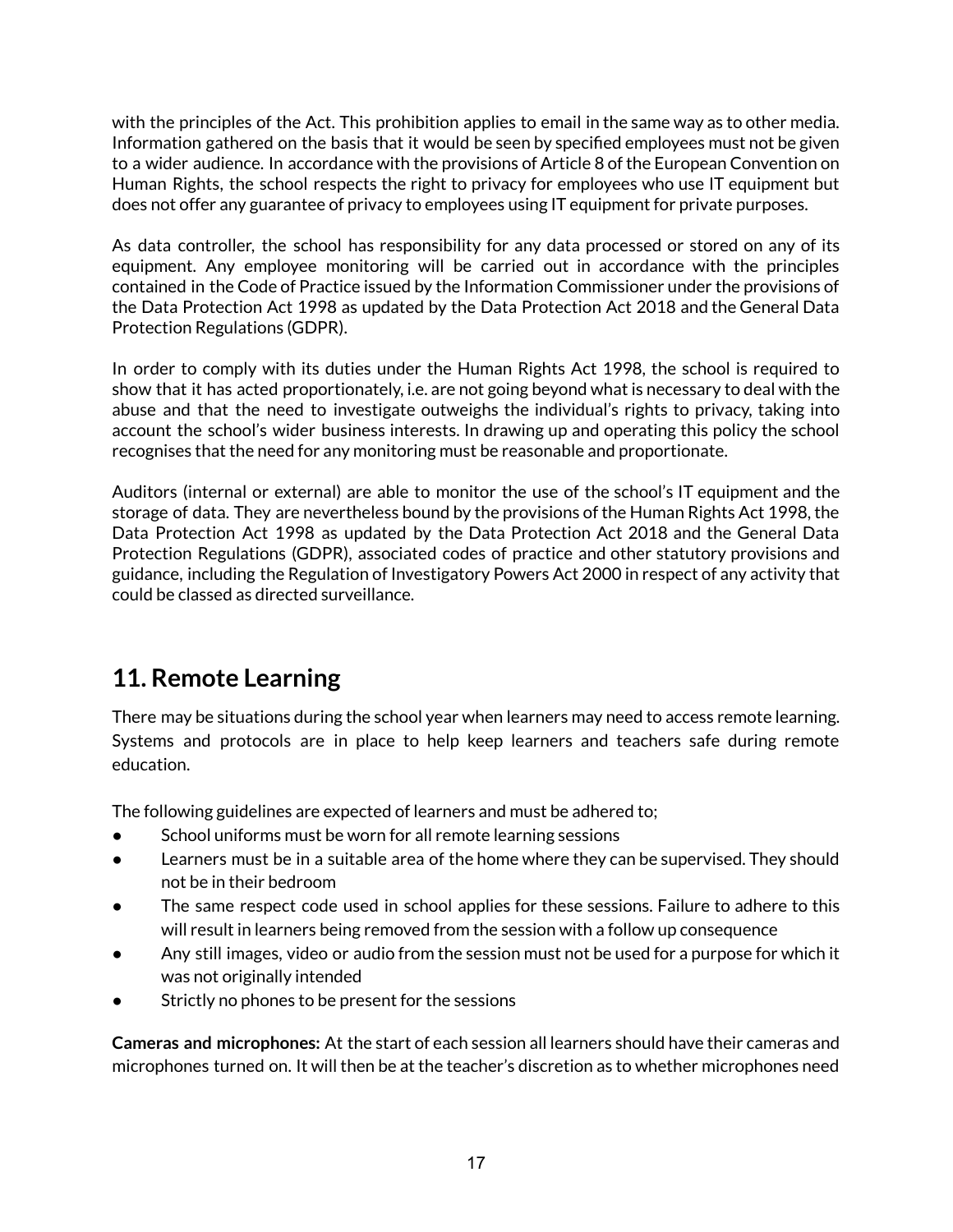with the principles of the Act. This prohibition applies to email in the same way as to other media. Information gathered on the basis that it would be seen by specified employees must not be given to a wider audience. In accordance with the provisions of Article 8 of the European Convention on Human Rights, the school respects the right to privacy for employees who use IT equipment but does not offer any guarantee of privacy to employees using IT equipment for private purposes.

As data controller, the school has responsibility for any data processed or stored on any of its equipment. Any employee monitoring will be carried out in accordance with the principles contained in the Code of Practice issued by the Information Commissioner under the provisions of the Data Protection Act 1998 as updated by the Data Protection Act 2018 and the General Data Protection Regulations (GDPR).

In order to comply with its duties under the Human Rights Act 1998, the school is required to show that it has acted proportionately, i.e. are not going beyond what is necessary to deal with the abuse and that the need to investigate outweighs the individual's rights to privacy, taking into account the school's wider business interests. In drawing up and operating this policy the school recognises that the need for any monitoring must be reasonable and proportionate.

Auditors (internal or external) are able to monitor the use of the school's IT equipment and the storage of data. They are nevertheless bound by the provisions of the Human Rights Act 1998, the Data Protection Act 1998 as updated by the Data Protection Act 2018 and the General Data Protection Regulations (GDPR), associated codes of practice and other statutory provisions and guidance, including the Regulation of Investigatory Powers Act 2000 in respect of any activity that could be classed as directed surveillance.

## 11. Remote Learning

There may be situations during the school year when learners may need to access remote learning. Systems and protocols are in place to help keep learners and teachers safe during remote education.

The following guidelines are expected of learners and must be adhered to;

- School uniforms must be worn for all remote learning sessions
- Learners must be in a suitable area of the home where they can be supervised. They should not be in their bedroom
- The same respect code used in school applies for these sessions. Failure to adhere to this will result in learners being removed from the session with a follow up consequence
- Any still images, video or audio from the session must not be used for a purpose for which it was not originally intended
- Strictly no phones to be present for the sessions

**Cameras and microphones:** At the start of each session all learners should have their cameras and microphones turned on. It will then be at the teacher's discretion as to whether microphones need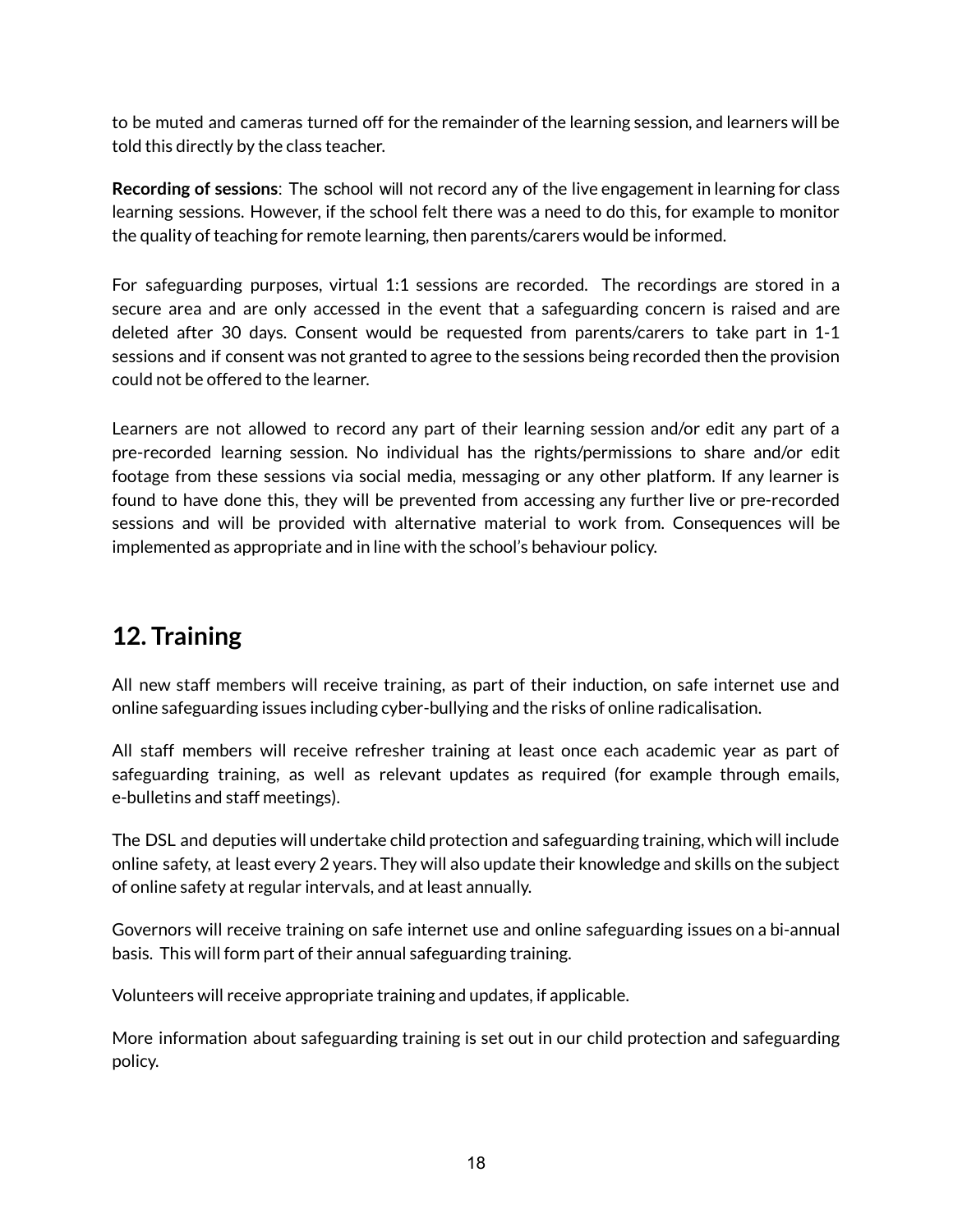to be muted and cameras turned off for the remainder of the learning session, and learners will be told this directly by the class teacher.

**Recording of sessions**: The school will not record any of the live engagement in learning for class learning sessions. However, if the school felt there was a need to do this, for example to monitor the quality of teaching for remote learning, then parents/carers would be informed.

For safeguarding purposes, virtual 1:1 sessions are recorded. The recordings are stored in a secure area and are only accessed in the event that a safeguarding concern is raised and are deleted after 30 days. Consent would be requested from parents/carers to take part in 1-1 sessions and if consent was not granted to agree to the sessions being recorded then the provision could not be offered to the learner.

Learners are not allowed to record any part of their learning session and/or edit any part of a pre-recorded learning session. No individual has the rights/permissions to share and/or edit footage from these sessions via social media, messaging or any other platform. If any learner is found to have done this, they will be prevented from accessing any further live or pre-recorded sessions and will be provided with alternative material to work from. Consequences will be implemented as appropriate and in line with the school's behaviour policy.

## 12. Training

All new staff members will receive training, as part of their induction, on safe internet use and online safeguarding issues including cyber-bullying and the risks of online radicalisation.

All staff members will receive refresher training at least once each academic year as part of safeguarding training, as well as relevant updates as required (for example through emails, e-bulletins and staff meetings).

The DSL and deputies will undertake child protection and safeguarding training, which will include online safety, at least every 2 years. They will also update their knowledge and skills on the subject of online safety at regular intervals, and at least annually.

Governors will receive training on safe internet use and online safeguarding issues on a bi-annual basis. This will form part of their annual safeguarding training.

Volunteers will receive appropriate training and updates, if applicable.

More information about safeguarding training is set out in our child protection and safeguarding policy.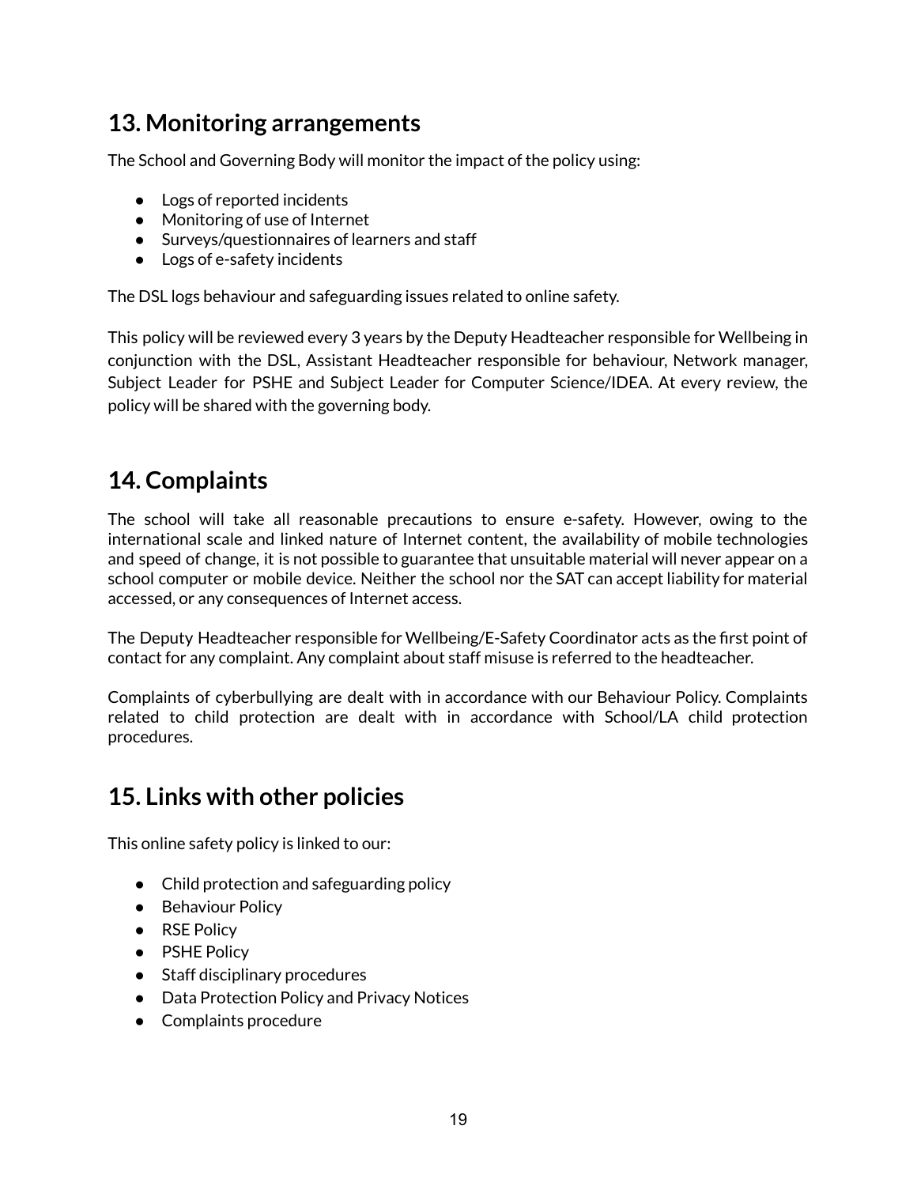## 13. Monitoring arrangements

The School and Governing Body will monitor the impact of the policy using:

- Logs of reported incidents
- Monitoring of use of Internet
- Surveys/questionnaires of learners and staff
- Logs of e-safety incidents

The DSL logs behaviour and safeguarding issues related to online safety.

This policy will be reviewed every 3 years by the Deputy Headteacher responsible for Wellbeing in conjunction with the DSL, Assistant Headteacher responsible for behaviour, Network manager, Subject Leader for PSHE and Subject Leader for Computer Science/IDEA. At every review, the policy will be shared with the governing body.

## 14. Complaints

The school will take all reasonable precautions to ensure e-safety. However, owing to the international scale and linked nature of Internet content, the availability of mobile technologies and speed of change, it is not possible to guarantee that unsuitable material will never appear on a school computer or mobile device. Neither the school nor the SAT can accept liability for material accessed, or any consequences of Internet access.

The Deputy Headteacher responsible for Wellbeing/E-Safety Coordinator acts as the first point of contact for any complaint. Any complaint about staff misuse is referred to the headteacher.

Complaints of cyberbullying are dealt with in accordance with our Behaviour Policy. Complaints related to child protection are dealt with in accordance with School/LA child protection procedures.

## 15. Links with other policies

This online safety policy is linked to our:

- Child protection and safeguarding policy
- Behaviour Policy
- RSE Policy
- PSHE Policy
- Staff disciplinary procedures
- Data Protection Policy and Privacy Notices
- Complaints procedure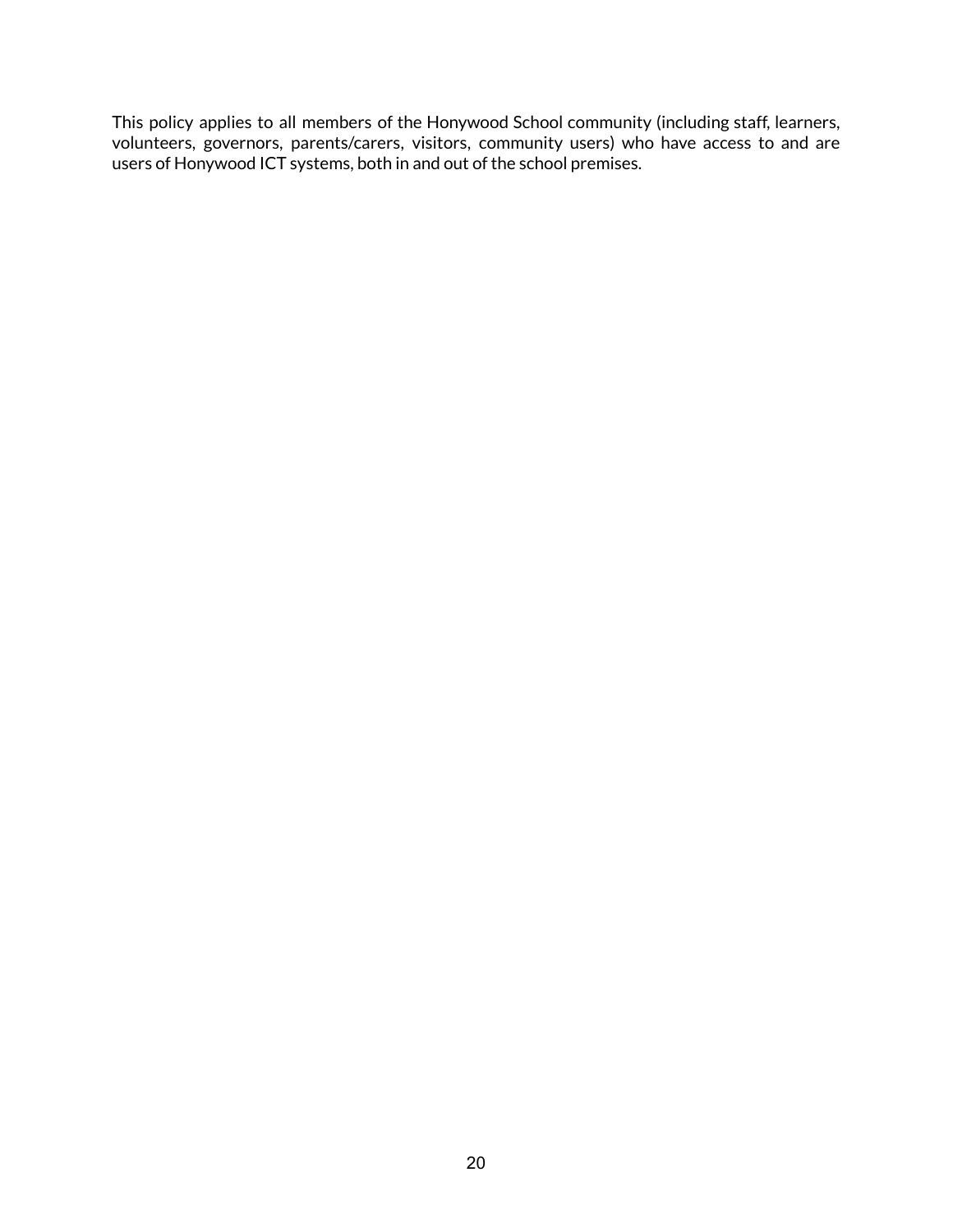This policy applies to all members of the Honywood School community (including staff, learners, volunteers, governors, parents/carers, visitors, community users) who have access to and are users of Honywood ICT systems, both in and out of the school premises.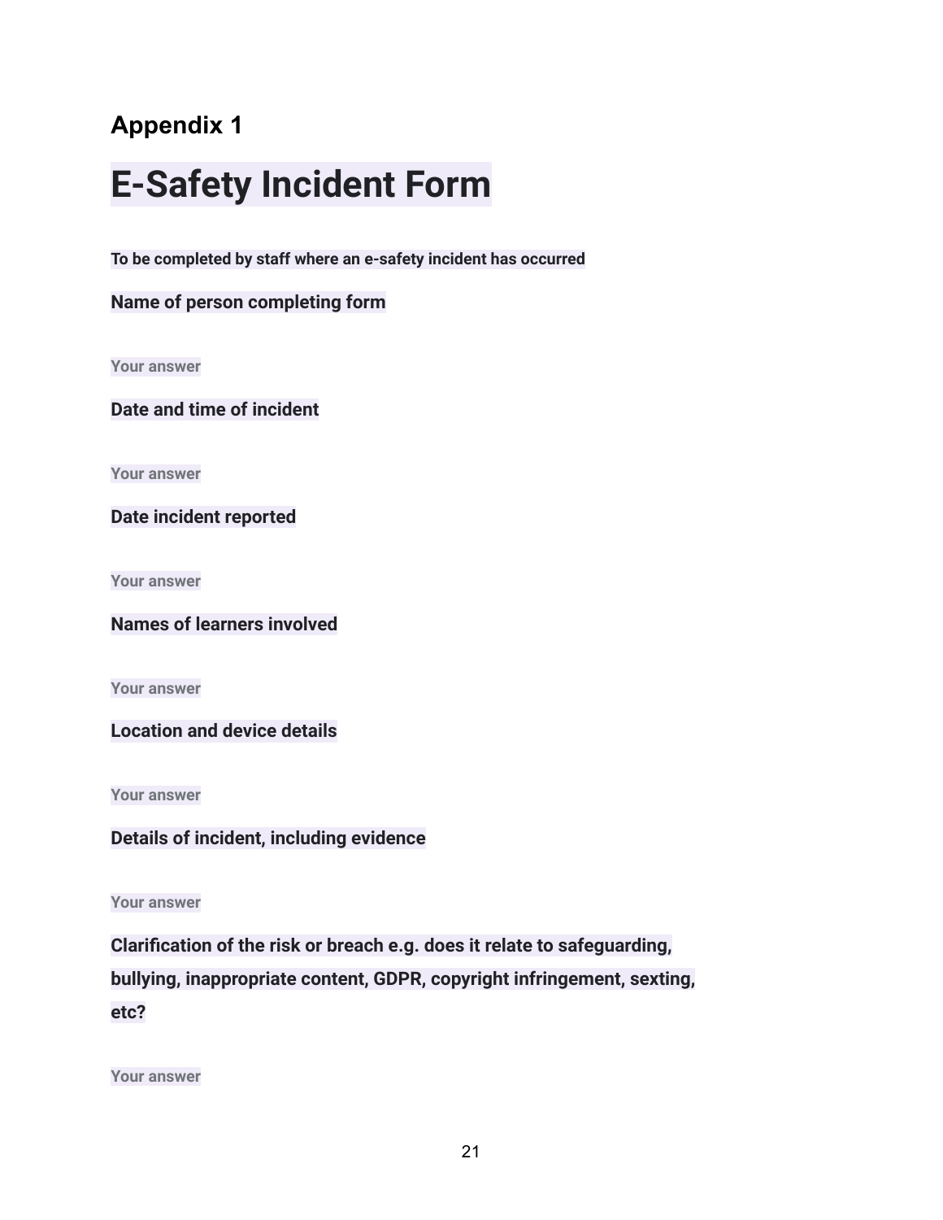## Appendix 1

# E-Safety Incident Form

**To be completed by staff where an e-safety incident has occurred**

**Name of person completing form**

Your answer

**Date and time of incident**

Your answer

**Date incident reported**

Your answer

**Names of learners involved**

Your answer

**Location and device details**

Your answer

**Details of incident, including evidence**

Your answer

**Clarification of the risk or breach e.g. does it relate to safeguarding, bullying, inappropriate content, GDPR, copyright infringement, sexting, etc?**

Your answer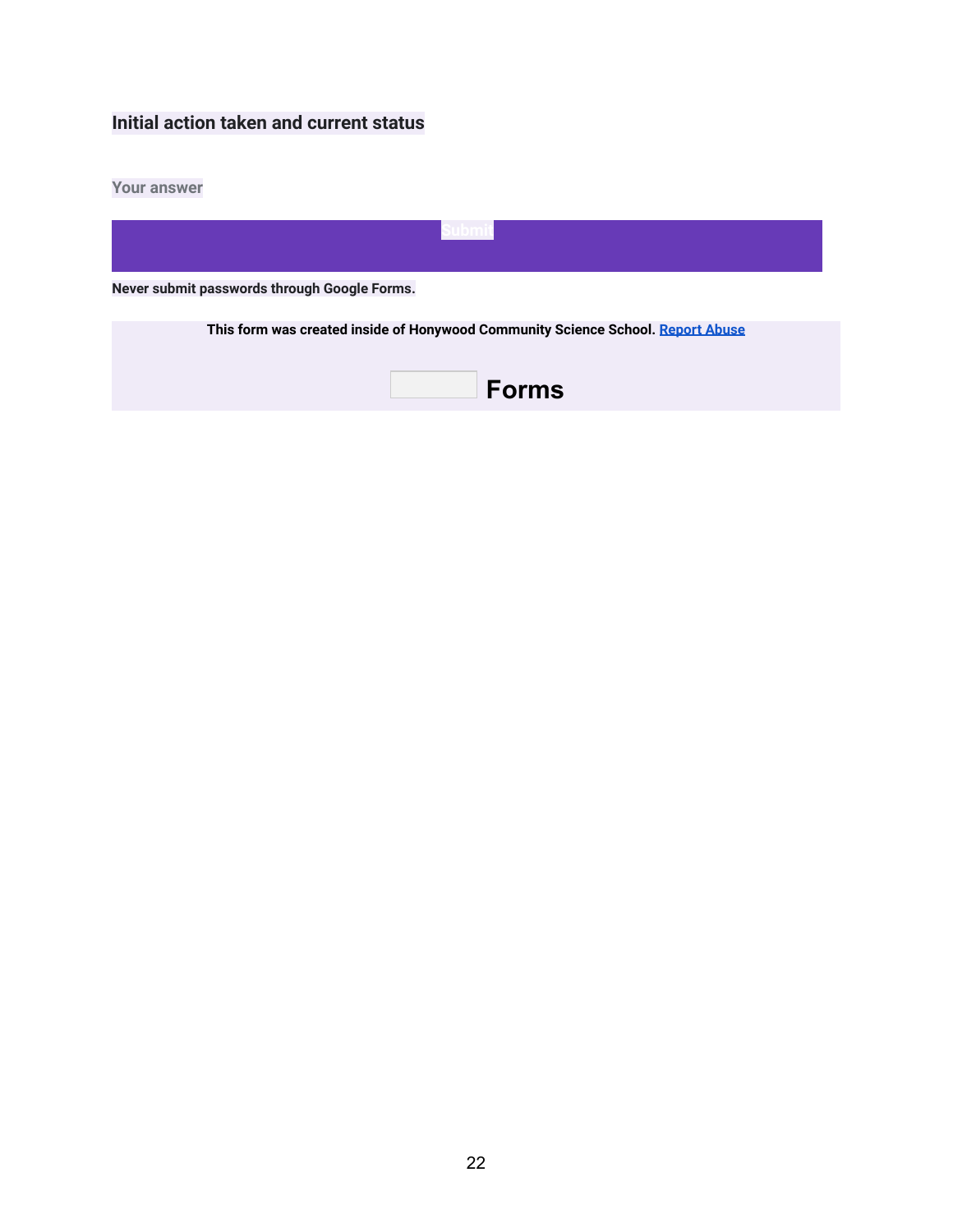**Initial action taken and current status**

Your answer

Submit

**Never submit passwords through Google Forms.**

**This form was created inside of Honywood Community Science School. Report Abuse**

**Forms**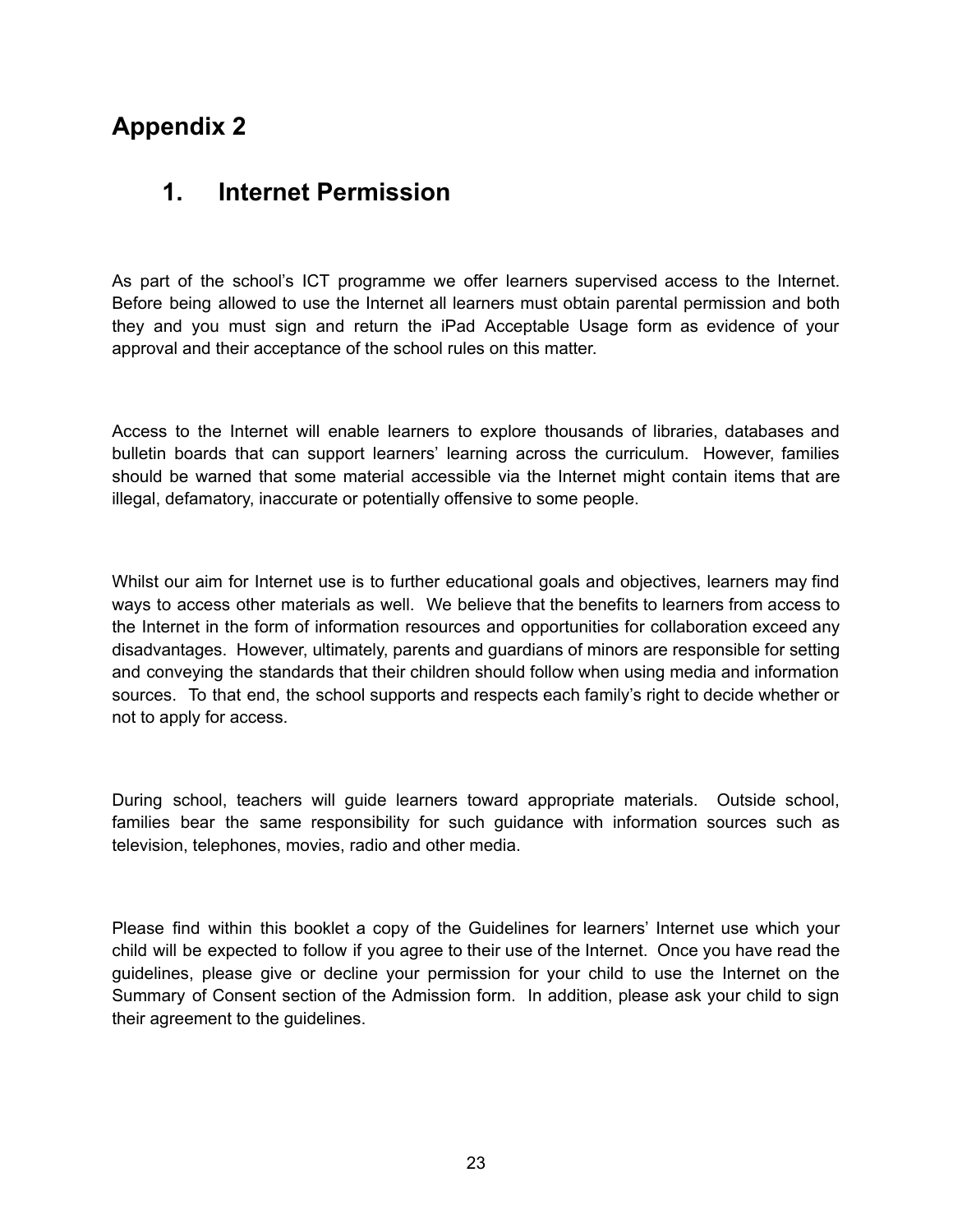# Appendix 2

## 1. Internet Permission

As part of the school's ICT programme we offer learners supervised access to the Internet. Before being allowed to use the Internet all learners must obtain parental permission and both they and you must sign and return the iPad Acceptable Usage form as evidence of your approval and their acceptance of the school rules on this matter.

Access to the Internet will enable learners to explore thousands of libraries, databases and bulletin boards that can support learners' learning across the curriculum. However, families should be warned that some material accessible via the Internet might contain items that are illegal, defamatory, inaccurate or potentially offensive to some people.

Whilst our aim for Internet use is to further educational goals and objectives, learners may find ways to access other materials as well. We believe that the benefits to learners from access to the Internet in the form of information resources and opportunities for collaboration exceed any disadvantages. However, ultimately, parents and guardians of minors are responsible for setting and conveying the standards that their children should follow when using media and information sources. To that end, the school supports and respects each family's right to decide whether or not to apply for access.

During school, teachers will guide learners toward appropriate materials. Outside school, families bear the same responsibility for such guidance with information sources such as television, telephones, movies, radio and other media.

Please find within this booklet a copy of the Guidelines for learners' Internet use which your child will be expected to follow if you agree to their use of the Internet. Once you have read the guidelines, please give or decline your permission for your child to use the Internet on the Summary of Consent section of the Admission form. In addition, please ask your child to sign their agreement to the guidelines.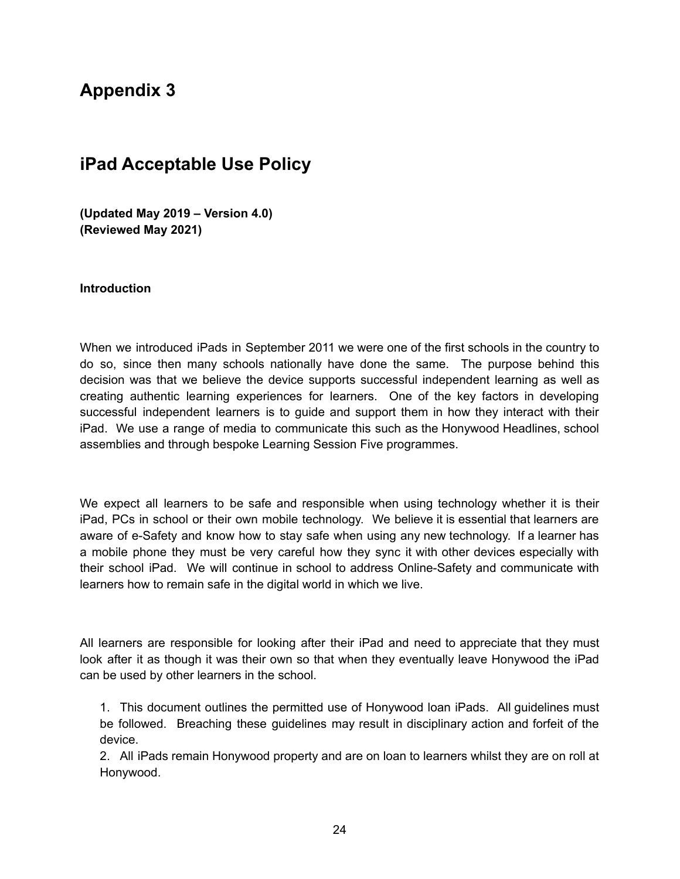# Appendix 3

## iPad Acceptable Use Policy

**(Updated May 2019 – Version 4.0)**
**(Reviewed May 2021)**

**Introduction**

When we introduced iPads in September 2011 we were one of the first schools in the country to do so, since then many schools nationally have done the same. The purpose behind this decision was that we believe the device supports successful independent learning as well as creating authentic learning experiences for learners. One of the key factors in developing successful independent learners is to guide and support them in how they interact with their iPad. We use a range of media to communicate this such as the Honywood Headlines, school assemblies and through bespoke Learning Session Five programmes.

We expect all learners to be safe and responsible when using technology whether it is their iPad, PCs in school or their own mobile technology. We believe it is essential that learners are aware of e-Safety and know how to stay safe when using any new technology. If a learner has a mobile phone they must be very careful how they sync it with other devices especially with their school iPad. We will continue in school to address Online-Safety and communicate with learners how to remain safe in the digital world in which we live.

All learners are responsible for looking after their iPad and need to appreciate that they must look after it as though it was their own so that when they eventually leave Honywood the iPad can be used by other learners in the school.

1. This document outlines the permitted use of Honywood loan iPads. All guidelines must be followed. Breaching these guidelines may result in disciplinary action and forfeit of the device.
2. All iPads remain Honywood property and are on loan to learners whilst they are on roll at Honywood.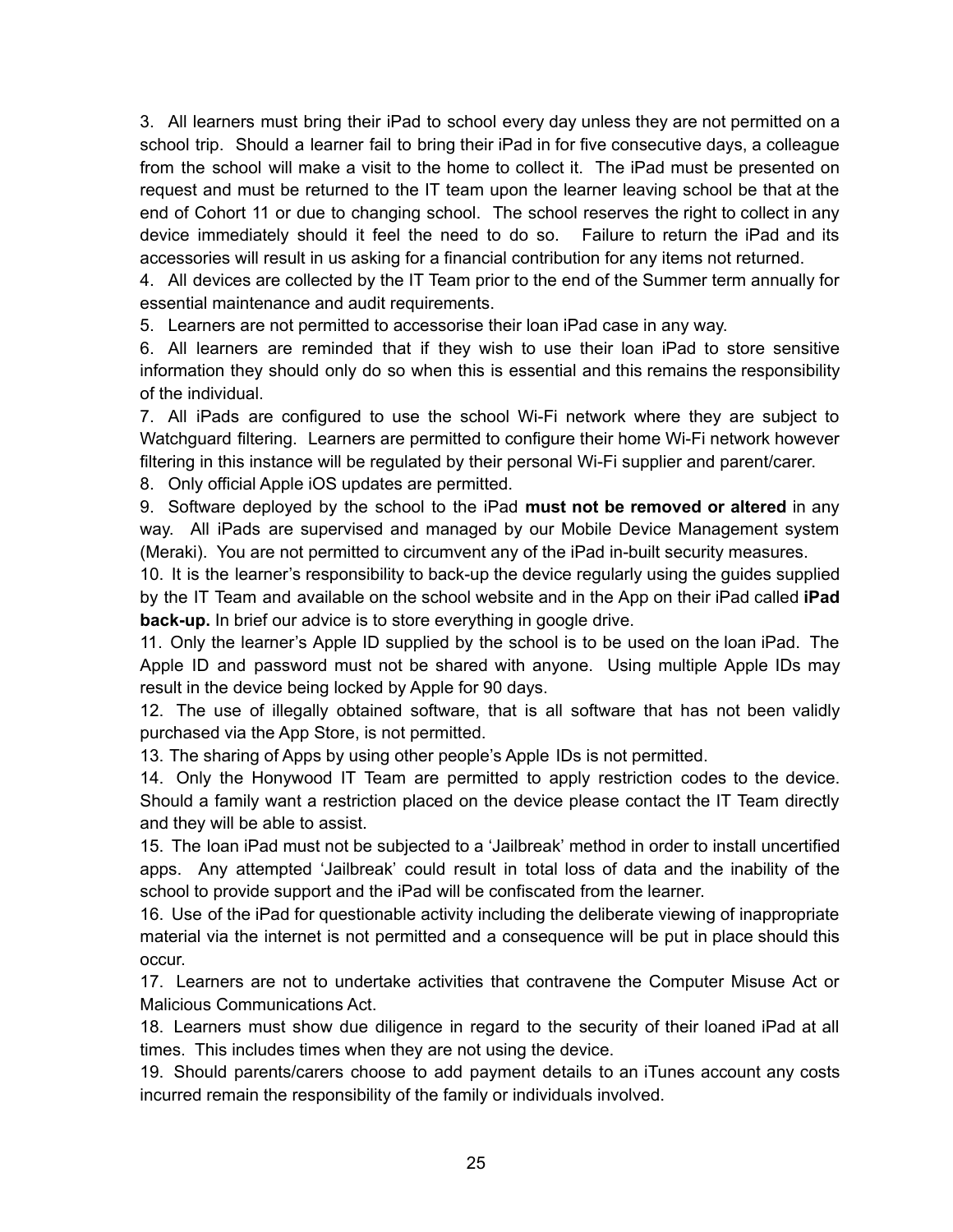3. All learners must bring their iPad to school every day unless they are not permitted on a school trip. Should a learner fail to bring their iPad in for five consecutive days, a colleague from the school will make a visit to the home to collect it. The iPad must be presented on request and must be returned to the IT team upon the learner leaving school be that at the end of Cohort 11 or due to changing school. The school reserves the right to collect in any device immediately should it feel the need to do so. Failure to return the iPad and its accessories will result in us asking for a financial contribution for any items not returned.

4. All devices are collected by the IT Team prior to the end of the Summer term annually for essential maintenance and audit requirements.

5. Learners are not permitted to accessorise their loan iPad case in any way.

6. All learners are reminded that if they wish to use their loan iPad to store sensitive information they should only do so when this is essential and this remains the responsibility of the individual.

7. All iPads are configured to use the school Wi-Fi network where they are subject to Watchguard filtering. Learners are permitted to configure their home Wi-Fi network however filtering in this instance will be regulated by their personal Wi-Fi supplier and parent/carer.

8. Only official Apple iOS updates are permitted.

9. Software deployed by the school to the iPad **must not be removed or altered** in any way. All iPads are supervised and managed by our Mobile Device Management system (Meraki). You are not permitted to circumvent any of the iPad in-built security measures.

10. It is the learner's responsibility to back-up the device regularly using the guides supplied by the IT Team and available on the school website and in the App on their iPad called **iPad back-up.** In brief our advice is to store everything in google drive.

11. Only the learner's Apple ID supplied by the school is to be used on the loan iPad. The Apple ID and password must not be shared with anyone. Using multiple Apple IDs may result in the device being locked by Apple for 90 days.

12. The use of illegally obtained software, that is all software that has not been validly purchased via the App Store, is not permitted.

13. The sharing of Apps by using other people's Apple IDs is not permitted.

14. Only the Honywood IT Team are permitted to apply restriction codes to the device. Should a family want a restriction placed on the device please contact the IT Team directly and they will be able to assist.

15. The loan iPad must not be subjected to a 'Jailbreak' method in order to install uncertified apps. Any attempted 'Jailbreak' could result in total loss of data and the inability of the school to provide support and the iPad will be confiscated from the learner.

16. Use of the iPad for questionable activity including the deliberate viewing of inappropriate material via the internet is not permitted and a consequence will be put in place should this occur.

17. Learners are not to undertake activities that contravene the Computer Misuse Act or Malicious Communications Act.

18. Learners must show due diligence in regard to the security of their loaned iPad at all times. This includes times when they are not using the device.

19. Should parents/carers choose to add payment details to an iTunes account any costs incurred remain the responsibility of the family or individuals involved.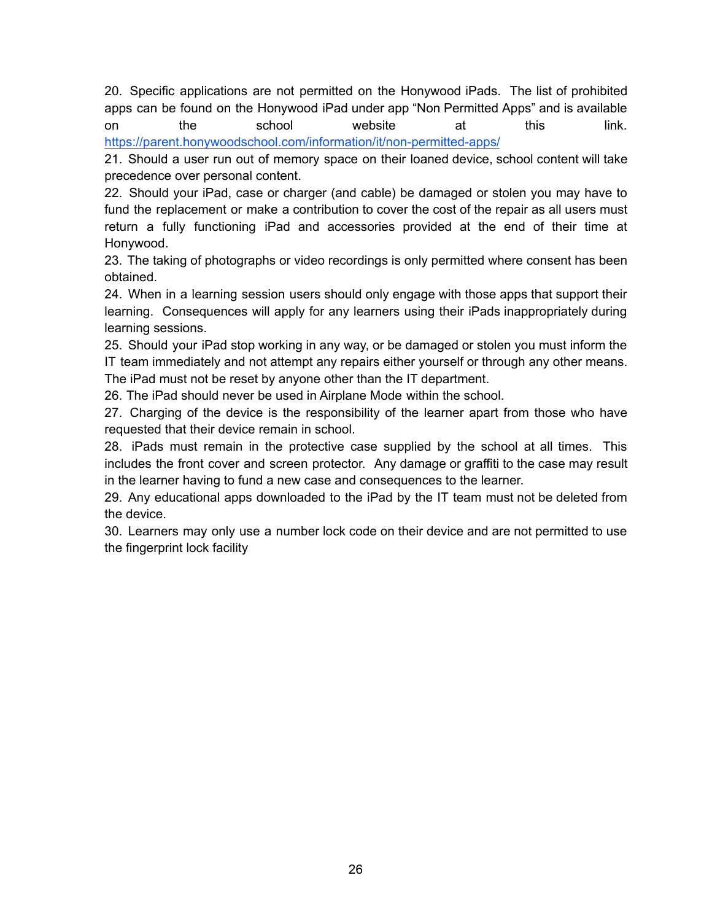20. Specific applications are not permitted on the Honywood iPads. The list of prohibited apps can be found on the Honywood iPad under app "Non Permitted Apps" and is available on the school website at this link. [https://parent.honywoodschool.com/information/it/non-permitted-apps/](https://parent.honywoodschool.com/information/it/non-permitted-apps/)
21. Should a user run out of memory space on their loaned device, school content will take precedence over personal content.
22. Should your iPad, case or charger (and cable) be damaged or stolen you may have to fund the replacement or make a contribution to cover the cost of the repair as all users must return a fully functioning iPad and accessories provided at the end of their time at Honywood.
23. The taking of photographs or video recordings is only permitted where consent has been obtained.
24. When in a learning session users should only engage with those apps that support their learning. Consequences will apply for any learners using their iPads inappropriately during learning sessions.
25. Should your iPad stop working in any way, or be damaged or stolen you must inform the IT team immediately and not attempt any repairs either yourself or through any other means. The iPad must not be reset by anyone other than the IT department.
26. The iPad should never be used in Airplane Mode within the school.
27. Charging of the device is the responsibility of the learner apart from those who have requested that their device remain in school.
28. iPads must remain in the protective case supplied by the school at all times. This includes the front cover and screen protector. Any damage or graffiti to the case may result in the learner having to fund a new case and consequences to the learner.
29. Any educational apps downloaded to the iPad by the IT team must not be deleted from the device.
30. Learners may only use a number lock code on their device and are not permitted to use the fingerprint lock facility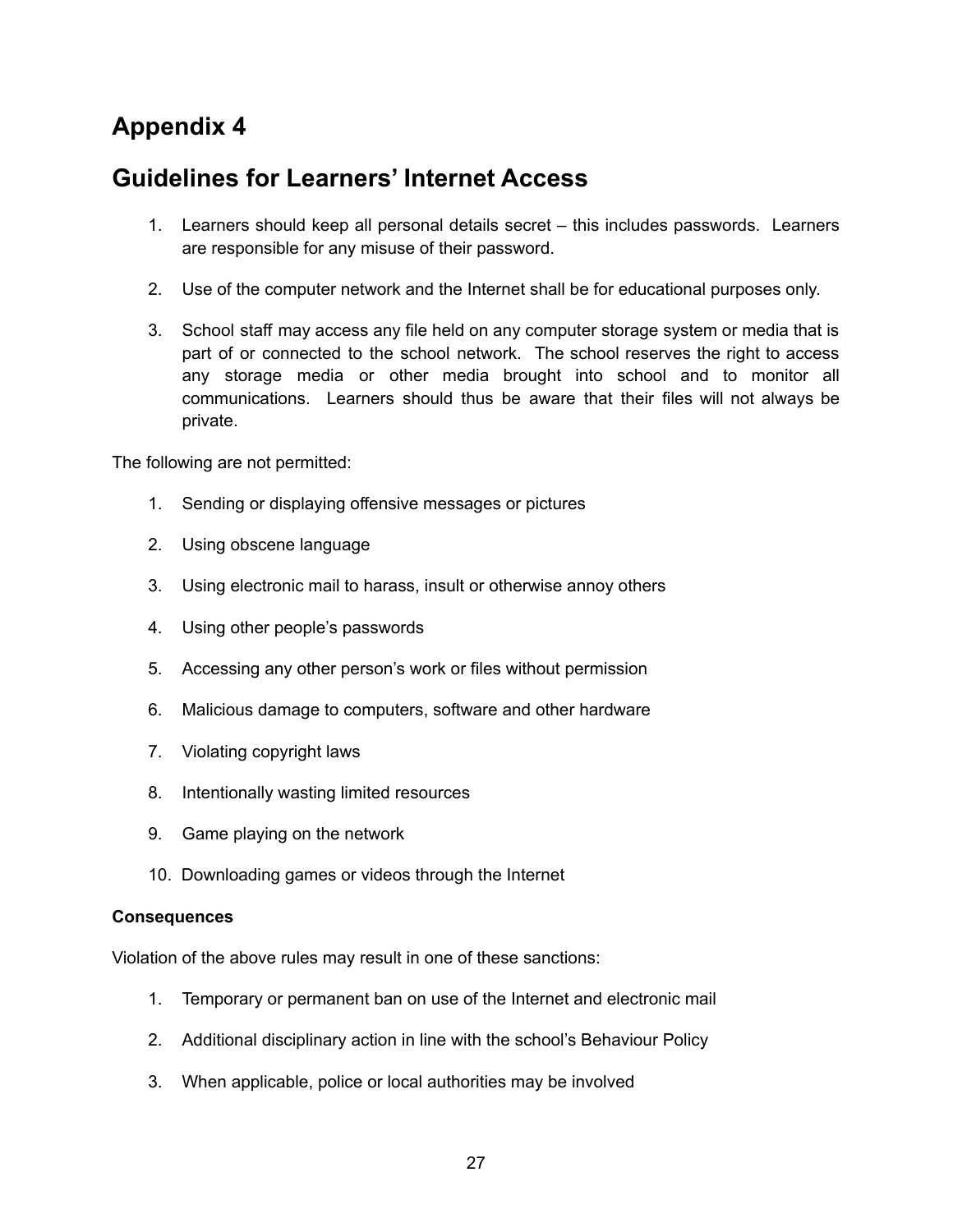# Appendix 4

# Guidelines for Learners' Internet Access

1. Learners should keep all personal details secret – this includes passwords. Learners are responsible for any misuse of their password.
2. Use of the computer network and the Internet shall be for educational purposes only.
3. School staff may access any file held on any computer storage system or media that is part of or connected to the school network. The school reserves the right to access any storage media or other media brought into school and to monitor all communications. Learners should thus be aware that their files will not always be private.

The following are not permitted:

1. Sending or displaying offensive messages or pictures
2. Using obscene language
3. Using electronic mail to harass, insult or otherwise annoy others
4. Using other people's passwords
5. Accessing any other person's work or files without permission
6. Malicious damage to computers, software and other hardware
7. Violating copyright laws
8. Intentionally wasting limited resources
9. Game playing on the network
10. Downloading games or videos through the Internet

**Consequences**

Violation of the above rules may result in one of these sanctions:

1. Temporary or permanent ban on use of the Internet and electronic mail
2. Additional disciplinary action in line with the school's Behaviour Policy
3. When applicable, police or local authorities may be involved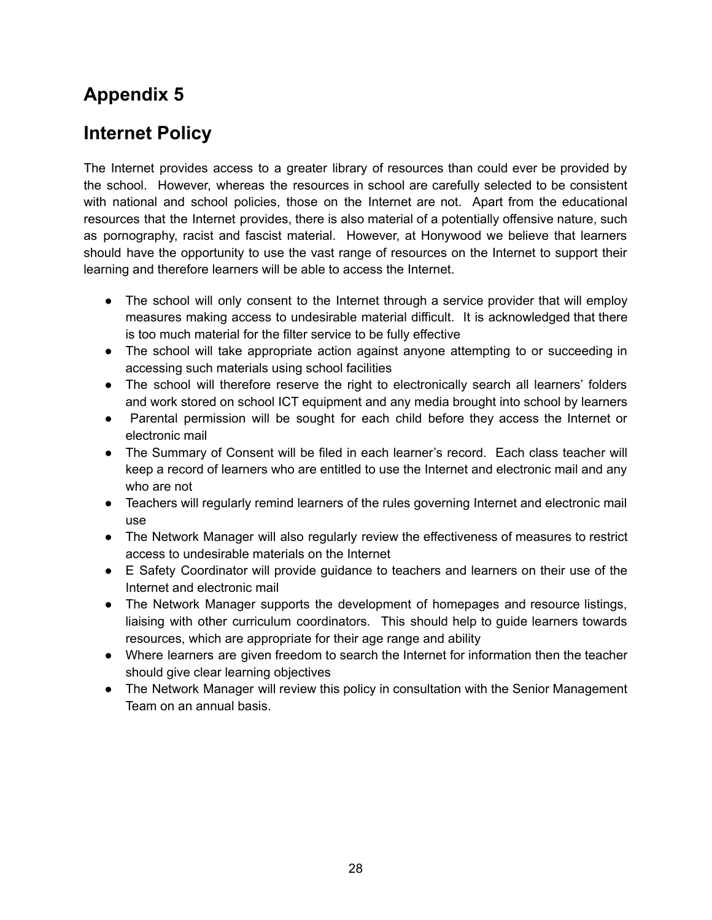## Appendix 5

## Internet Policy

The Internet provides access to a greater library of resources than could ever be provided by the school. However, whereas the resources in school are carefully selected to be consistent with national and school policies, those on the Internet are not. Apart from the educational resources that the Internet provides, there is also material of a potentially offensive nature, such as pornography, racist and fascist material. However, at Honywood we believe that learners should have the opportunity to use the vast range of resources on the Internet to support their learning and therefore learners will be able to access the Internet.

- The school will only consent to the Internet through a service provider that will employ measures making access to undesirable material difficult. It is acknowledged that there is too much material for the filter service to be fully effective
- The school will take appropriate action against anyone attempting to or succeeding in accessing such materials using school facilities
- The school will therefore reserve the right to electronically search all learners' folders and work stored on school ICT equipment and any media brought into school by learners
- Parental permission will be sought for each child before they access the Internet or electronic mail
- The Summary of Consent will be filed in each learner's record. Each class teacher will keep a record of learners who are entitled to use the Internet and electronic mail and any who are not
- Teachers will regularly remind learners of the rules governing Internet and electronic mail use
- The Network Manager will also regularly review the effectiveness of measures to restrict access to undesirable materials on the Internet
- E Safety Coordinator will provide guidance to teachers and learners on their use of the Internet and electronic mail
- The Network Manager supports the development of homepages and resource listings, liaising with other curriculum coordinators. This should help to guide learners towards resources, which are appropriate for their age range and ability
- Where learners are given freedom to search the Internet for information then the teacher should give clear learning objectives
- The Network Manager will review this policy in consultation with the Senior Management Team on an annual basis.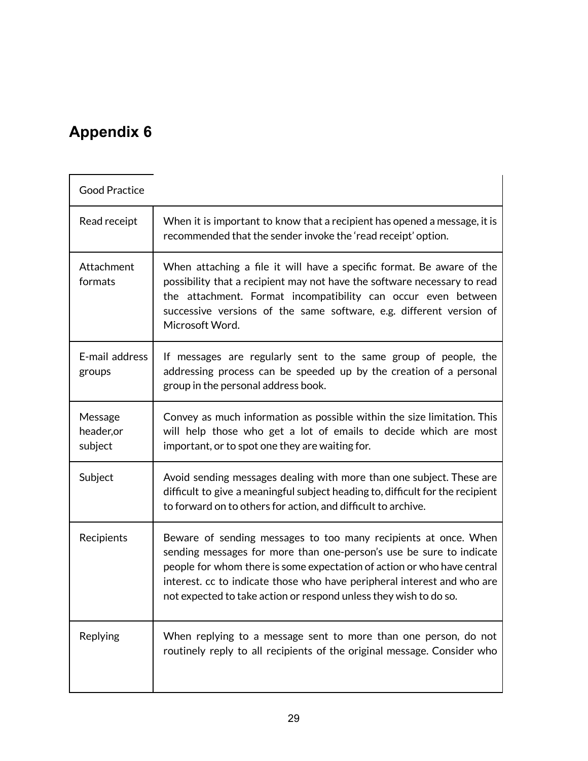## Appendix 6

| Good Practice | |
|---|---|
| Read receipt | When it is important to know that a recipient has opened a message, it is recommended that the sender invoke the 'read receipt' option. |
| Attachment formats | When attaching a file it will have a specific format. Be aware of the possibility that a recipient may not have the software necessary to read the attachment. Format incompatibility can occur even between successive versions of the same software, e.g. different version of Microsoft Word. |
| E-mail address groups | If messages are regularly sent to the same group of people, the addressing process can be speeded up by the creation of a personal group in the personal address book. |
| Message header,or subject | Convey as much information as possible within the size limitation. This will help those who get a lot of emails to decide which are most important, or to spot one they are waiting for. |
| Subject | Avoid sending messages dealing with more than one subject. These are difficult to give a meaningful subject heading to, difficult for the recipient to forward on to others for action, and difficult to archive. |
| Recipients | Beware of sending messages to too many recipients at once. When sending messages for more than one-person's use be sure to indicate people for whom there is some expectation of action or who have central interest. cc to indicate those who have peripheral interest and who are not expected to take action or respond unless they wish to do so. |
| Replying | When replying to a message sent to more than one person, do not routinely reply to all recipients of the original message. Consider who |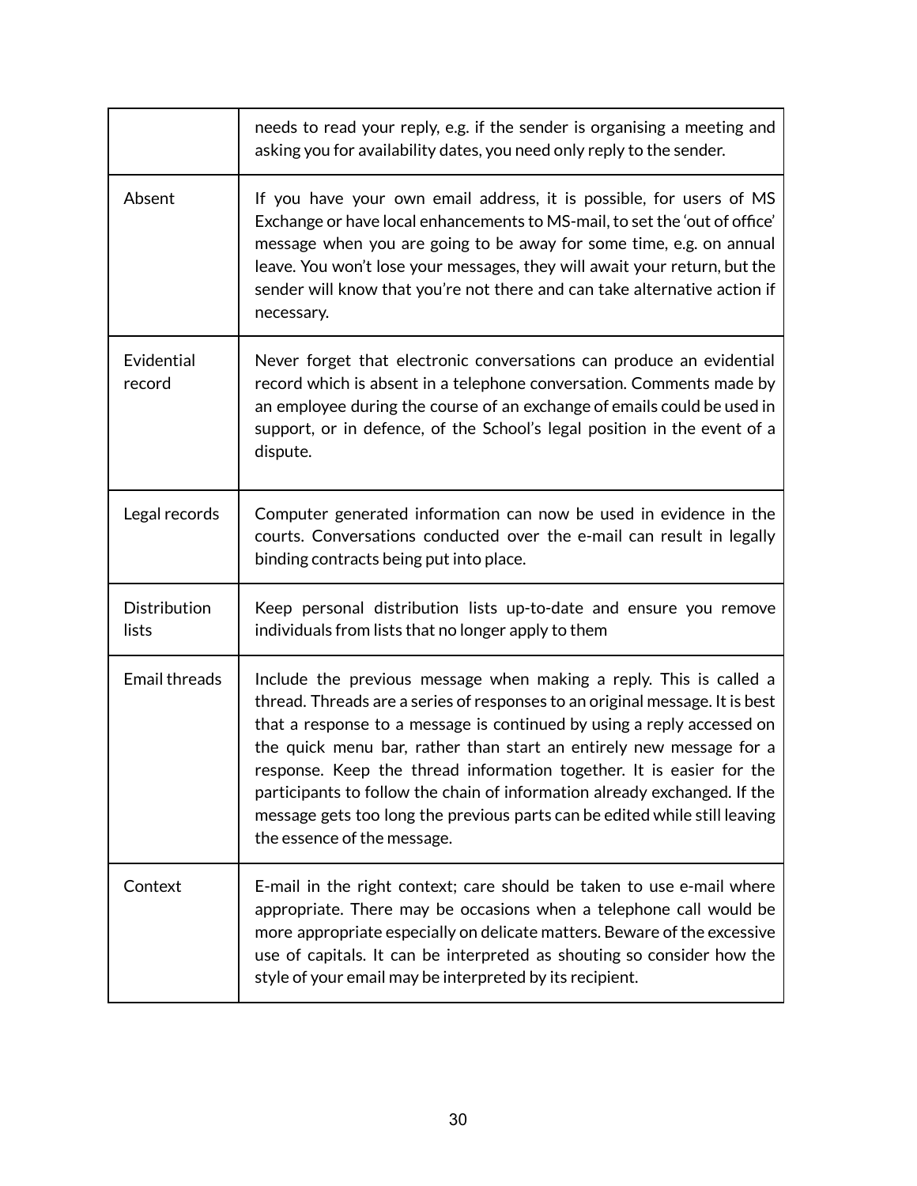| | |
|---|---|
| | needs to read your reply, e.g. if the sender is organising a meeting and asking you for availability dates, you need only reply to the sender. |
| Absent | If you have your own email address, it is possible, for users of MS Exchange or have local enhancements to MS-mail, to set the 'out of office' message when you are going to be away for some time, e.g. on annual leave. You won't lose your messages, they will await your return, but the sender will know that you're not there and can take alternative action if necessary. |
| Evidential record | Never forget that electronic conversations can produce an evidential record which is absent in a telephone conversation. Comments made by an employee during the course of an exchange of emails could be used in support, or in defence, of the School's legal position in the event of a dispute. |
| Legal records | Computer generated information can now be used in evidence in the courts. Conversations conducted over the e-mail can result in legally binding contracts being put into place. |
| Distribution lists | Keep personal distribution lists up-to-date and ensure you remove individuals from lists that no longer apply to them |
| Email threads | Include the previous message when making a reply. This is called a thread. Threads are a series of responses to an original message. It is best that a response to a message is continued by using a reply accessed on the quick menu bar, rather than start an entirely new message for a response. Keep the thread information together. It is easier for the participants to follow the chain of information already exchanged. If the message gets too long the previous parts can be edited while still leaving the essence of the message. |
| Context | E-mail in the right context; care should be taken to use e-mail where appropriate. There may be occasions when a telephone call would be more appropriate especially on delicate matters. Beware of the excessive use of capitals. It can be interpreted as shouting so consider how the style of your email may be interpreted by its recipient. |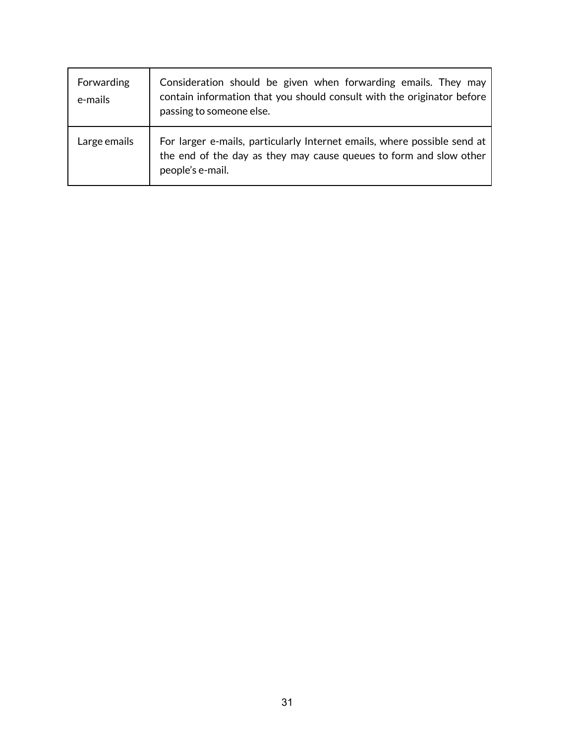| | |
|---|---|
| Forwarding e-mails | Consideration should be given when forwarding emails. They may contain information that you should consult with the originator before passing to someone else. |
| Large emails | For larger e-mails, particularly Internet emails, where possible send at the end of the day as they may cause queues to form and slow other people's e-mail. |